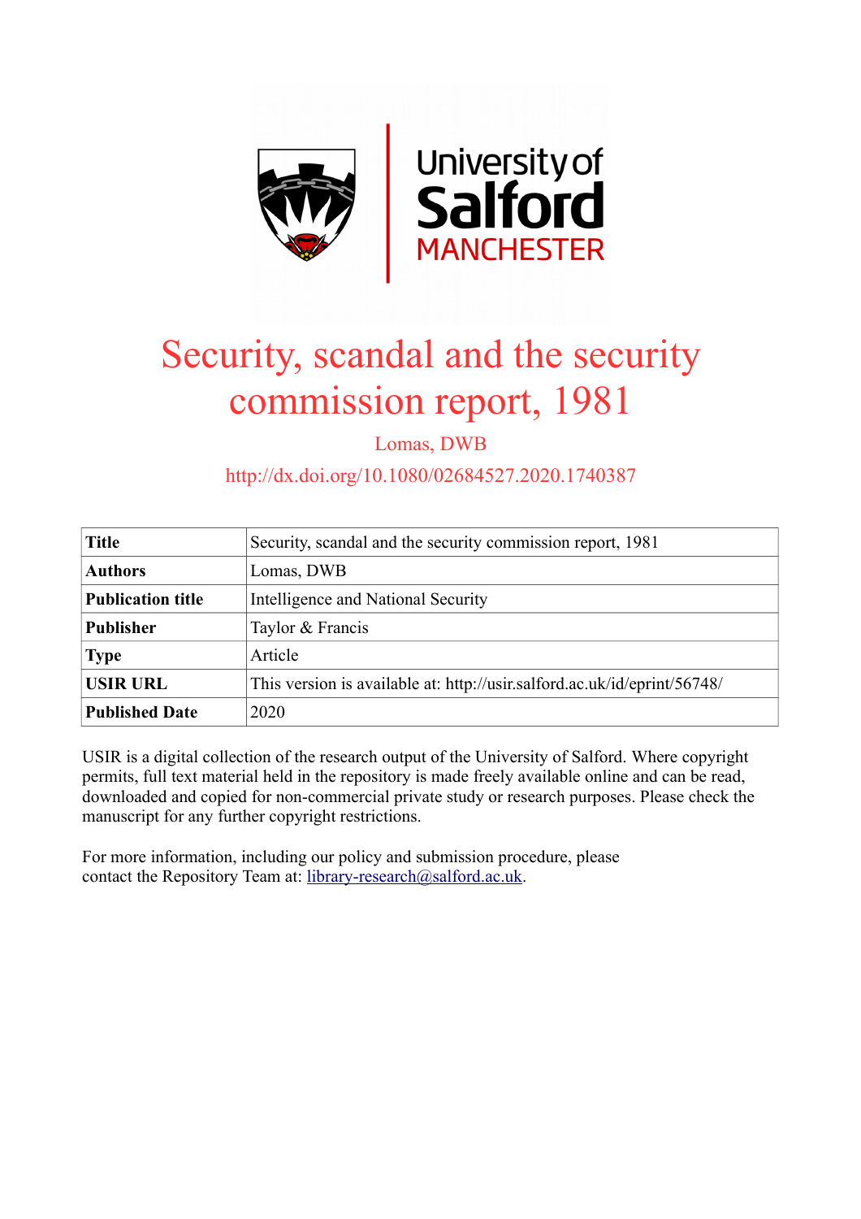# Security, scandal and the security commission report, 1981

Lomas, DWB

http://dx.doi.org/10.1080/02684527.2020.1740387

| | |
|---|---|
| **Title** | Security, scandal and the security commission report, 1981 |
| **Authors** | Lomas, DWB |
| **Publication title** | Intelligence and National Security |
| **Publisher** | Taylor & Francis |
| **Type** | Article |
| **USIR URL** | This version is available at: http://usir.salford.ac.uk/id/eprint/56748/ |
| **Published Date** | 2020 |

USIR is a digital collection of the research output of the University of Salford. Where copyright permits, full text material held in the repository is made freely available online and can be read, downloaded and copied for non-commercial private study or research purposes. Please check the manuscript for any further copyright restrictions.

For more information, including our policy and submission procedure, please contact the Repository Team at: library-research@salford.ac.uk.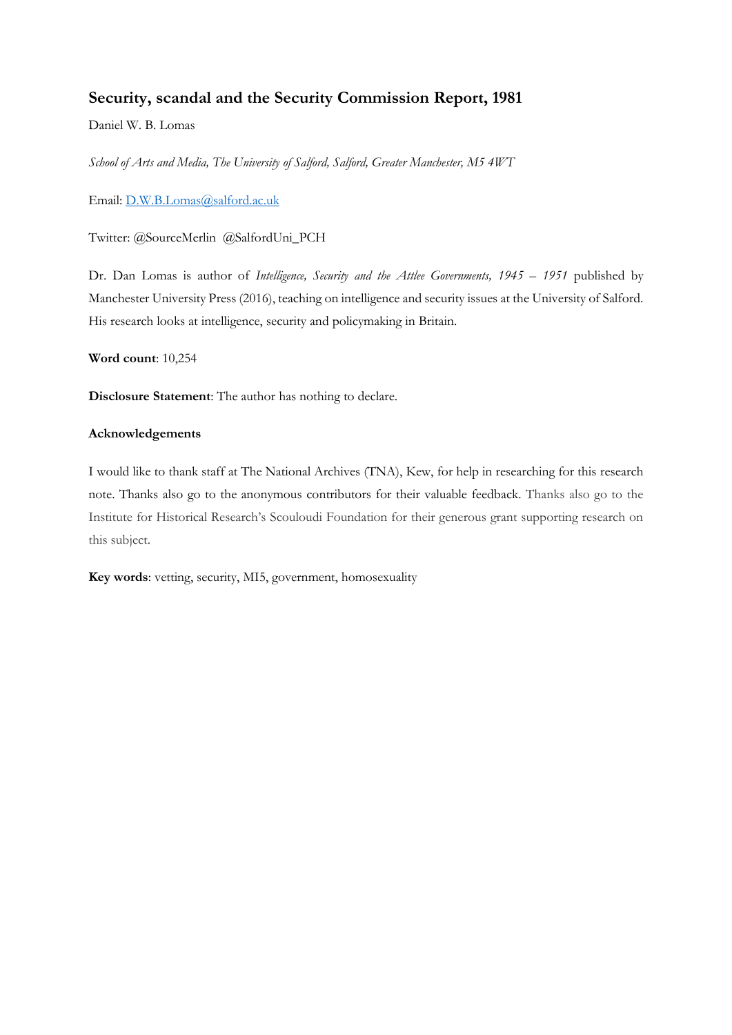## Security, scandal and the Security Commission Report, 1981

Daniel W. B. Lomas

*School of Arts and Media, The University of Salford, Salford, Greater Manchester, M5 4WT*

Email: D.W.B.Lomas@salford.ac.uk

Twitter: @SourceMerlin @SalfordUni_PCH

Dr. Dan Lomas is author of *Intelligence, Security and the Attlee Governments, 1945 – 1951* published by Manchester University Press (2016), teaching on intelligence and security issues at the University of Salford. His research looks at intelligence, security and policymaking in Britain.

**Word count**: 10,254

**Disclosure Statement**: The author has nothing to declare.

**Acknowledgements**

I would like to thank staff at The National Archives (TNA), Kew, for help in researching for this research note. Thanks also go to the anonymous contributors for their valuable feedback. Thanks also go to the Institute for Historical Research's Scouloudi Foundation for their generous grant supporting research on this subject.

**Key words**: vetting, security, MI5, government, homosexuality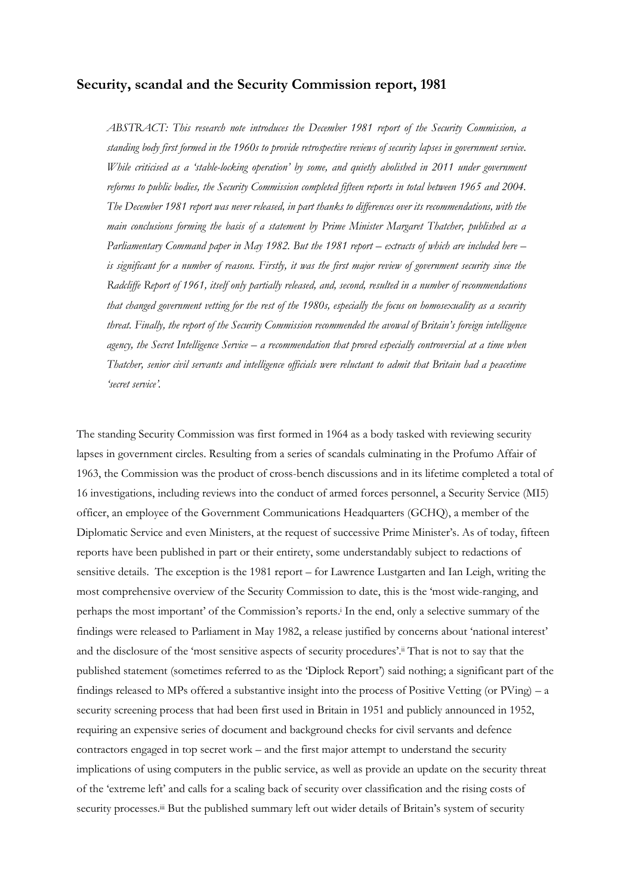## Security, scandal and the Security Commission report, 1981

*ABSTRACT: This research note introduces the December 1981 report of the Security Commission, a standing body first formed in the 1960s to provide retrospective reviews of security lapses in government service. While criticised as a 'stable-locking operation' by some, and quietly abolished in 2011 under government reforms to public bodies, the Security Commission completed fifteen reports in total between 1965 and 2004. The December 1981 report was never released, in part thanks to differences over its recommendations, with the main conclusions forming the basis of a statement by Prime Minister Margaret Thatcher, published as a Parliamentary Command paper in May 1982. But the 1981 report – extracts of which are included here – is significant for a number of reasons. Firstly, it was the first major review of government security since the Radcliffe Report of 1961, itself only partially released, and, second, resulted in a number of recommendations that changed government vetting for the rest of the 1980s, especially the focus on homosexuality as a security threat. Finally, the report of the Security Commission recommended the avowal of Britain's foreign intelligence agency, the Secret Intelligence Service – a recommendation that proved especially controversial at a time when Thatcher, senior civil servants and intelligence officials were reluctant to admit that Britain had a peacetime 'secret service'.*

The standing Security Commission was first formed in 1964 as a body tasked with reviewing security lapses in government circles. Resulting from a series of scandals culminating in the Profumo Affair of 1963, the Commission was the product of cross-bench discussions and in its lifetime completed a total of 16 investigations, including reviews into the conduct of armed forces personnel, a Security Service (MI5) officer, an employee of the Government Communications Headquarters (GCHQ), a member of the Diplomatic Service and even Ministers, at the request of successive Prime Minister's. As of today, fifteen reports have been published in part or their entirety, some understandably subject to redactions of sensitive details. The exception is the 1981 report – for Lawrence Lustgarten and Ian Leigh, writing the most comprehensive overview of the Security Commission to date, this is the 'most wide-ranging, and perhaps the most important' of the Commission's reports.[i] In the end, only a selective summary of the findings were released to Parliament in May 1982, a release justified by concerns about 'national interest' and the disclosure of the 'most sensitive aspects of security procedures'.[ii] That is not to say that the published statement (sometimes referred to as the 'Diplock Report') said nothing; a significant part of the findings released to MPs offered a substantive insight into the process of Positive Vetting (or PVing) – a security screening process that had been first used in Britain in 1951 and publicly announced in 1952, requiring an expensive series of document and background checks for civil servants and defence contractors engaged in top secret work – and the first major attempt to understand the security implications of using computers in the public service, as well as provide an update on the security threat of the 'extreme left' and calls for a scaling back of security over classification and the rising costs of security processes.[iii] But the published summary left out wider details of Britain's system of security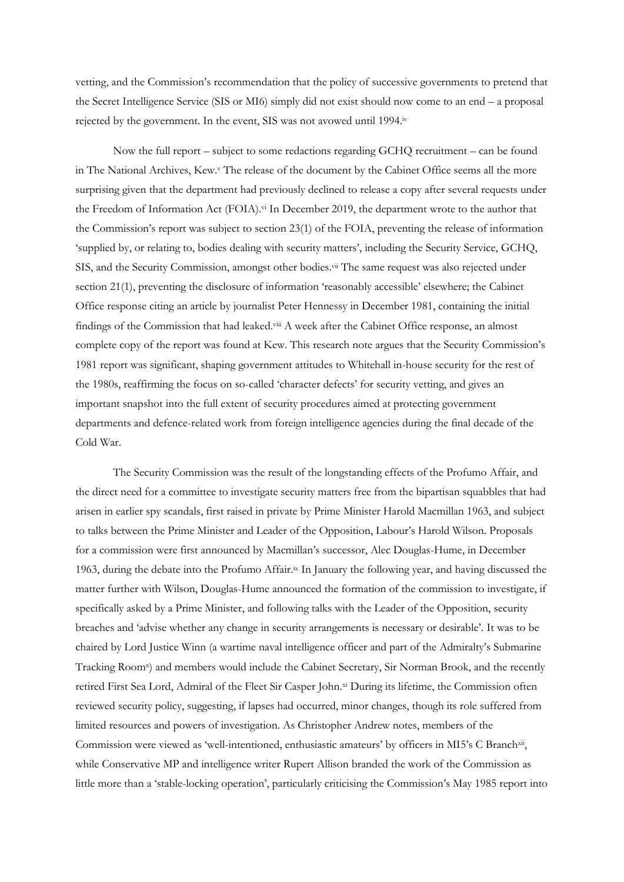vetting, and the Commission's recommendation that the policy of successive governments to pretend that the Secret Intelligence Service (SIS or MI6) simply did not exist should now come to an end – a proposal rejected by the government. In the event, SIS was not avowed until 1994.[iv]

Now the full report – subject to some redactions regarding GCHQ recruitment – can be found in The National Archives, Kew.[v] The release of the document by the Cabinet Office seems all the more surprising given that the department had previously declined to release a copy after several requests under the Freedom of Information Act (FOIA).[vi] In December 2019, the department wrote to the author that the Commission's report was subject to section 23(1) of the FOIA, preventing the release of information 'supplied by, or relating to, bodies dealing with security matters', including the Security Service, GCHQ, SIS, and the Security Commission, amongst other bodies.[vii] The same request was also rejected under section 21(1), preventing the disclosure of information 'reasonably accessible' elsewhere; the Cabinet Office response citing an article by journalist Peter Hennessy in December 1981, containing the initial findings of the Commission that had leaked.[viii] A week after the Cabinet Office response, an almost complete copy of the report was found at Kew. This research note argues that the Security Commission's 1981 report was significant, shaping government attitudes to Whitehall in-house security for the rest of the 1980s, reaffirming the focus on so-called 'character defects' for security vetting, and gives an important snapshot into the full extent of security procedures aimed at protecting government departments and defence-related work from foreign intelligence agencies during the final decade of the Cold War.

The Security Commission was the result of the longstanding effects of the Profumo Affair, and the direct need for a committee to investigate security matters free from the bipartisan squabbles that had arisen in earlier spy scandals, first raised in private by Prime Minister Harold Macmillan 1963, and subject to talks between the Prime Minister and Leader of the Opposition, Labour's Harold Wilson. Proposals for a commission were first announced by Macmillan's successor, Alec Douglas-Hume, in December 1963, during the debate into the Profumo Affair.[ix] In January the following year, and having discussed the matter further with Wilson, Douglas-Hume announced the formation of the commission to investigate, if specifically asked by a Prime Minister, and following talks with the Leader of the Opposition, security breaches and 'advise whether any change in security arrangements is necessary or desirable'. It was to be chaired by Lord Justice Winn (a wartime naval intelligence officer and part of the Admiralty's Submarine Tracking Room[x]) and members would include the Cabinet Secretary, Sir Norman Brook, and the recently retired First Sea Lord, Admiral of the Fleet Sir Casper John.[xi] During its lifetime, the Commission often reviewed security policy, suggesting, if lapses had occurred, minor changes, though its role suffered from limited resources and powers of investigation. As Christopher Andrew notes, members of the Commission were viewed as 'well-intentioned, enthusiastic amateurs' by officers in MI5's C Branch[xii], while Conservative MP and intelligence writer Rupert Allison branded the work of the Commission as little more than a 'stable-locking operation', particularly criticising the Commission's May 1985 report into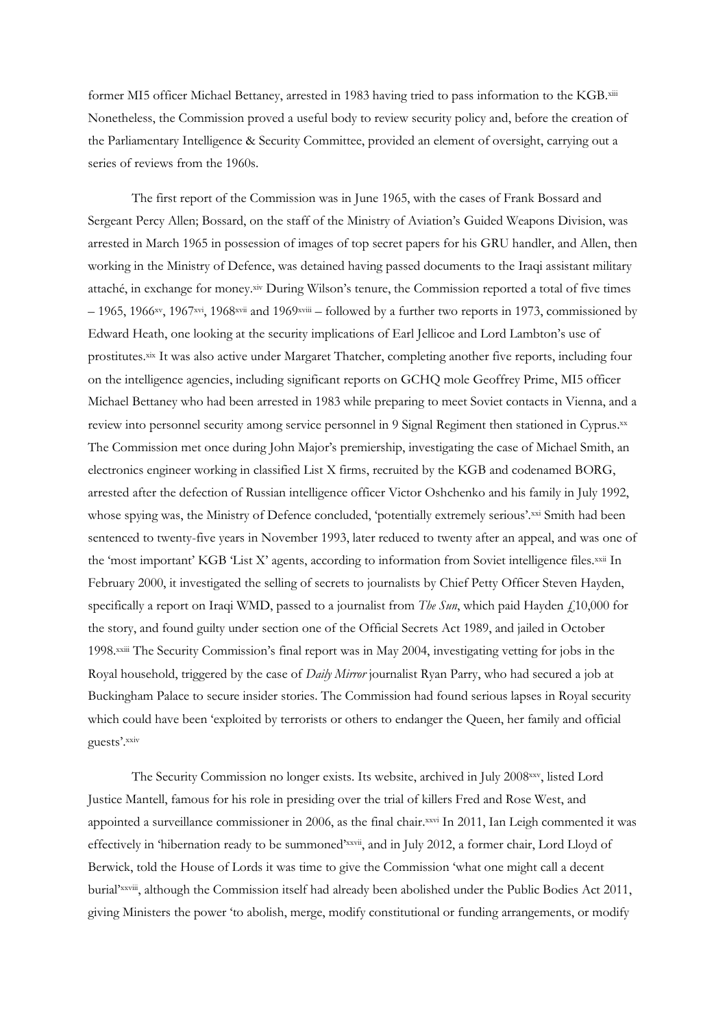former MI5 officer Michael Bettaney, arrested in 1983 having tried to pass information to the KGB.[xiii] Nonetheless, the Commission proved a useful body to review security policy and, before the creation of the Parliamentary Intelligence & Security Committee, provided an element of oversight, carrying out a series of reviews from the 1960s.

The first report of the Commission was in June 1965, with the cases of Frank Bossard and Sergeant Percy Allen; Bossard, on the staff of the Ministry of Aviation's Guided Weapons Division, was arrested in March 1965 in possession of images of top secret papers for his GRU handler, and Allen, then working in the Ministry of Defence, was detained having passed documents to the Iraqi assistant military attaché, in exchange for money.[xiv] During Wilson's tenure, the Commission reported a total of five times – 1965, 1966[xv], 1967[xvi], 1968[xvii] and 1969[xviii] – followed by a further two reports in 1973, commissioned by Edward Heath, one looking at the security implications of Earl Jellicoe and Lord Lambton's use of prostitutes.[xix] It was also active under Margaret Thatcher, completing another five reports, including four on the intelligence agencies, including significant reports on GCHQ mole Geoffrey Prime, MI5 officer Michael Bettaney who had been arrested in 1983 while preparing to meet Soviet contacts in Vienna, and a review into personnel security among service personnel in 9 Signal Regiment then stationed in Cyprus.[xx] The Commission met once during John Major's premiership, investigating the case of Michael Smith, an electronics engineer working in classified List X firms, recruited by the KGB and codenamed BORG, arrested after the defection of Russian intelligence officer Victor Oshchenko and his family in July 1992, whose spying was, the Ministry of Defence concluded, 'potentially extremely serious'.[xxi] Smith had been sentenced to twenty-five years in November 1993, later reduced to twenty after an appeal, and was one of the 'most important' KGB 'List X' agents, according to information from Soviet intelligence files.[xxii] In February 2000, it investigated the selling of secrets to journalists by Chief Petty Officer Steven Hayden, specifically a report on Iraqi WMD, passed to a journalist from *The Sun*, which paid Hayden £10,000 for the story, and found guilty under section one of the Official Secrets Act 1989, and jailed in October 1998.[xxiii] The Security Commission's final report was in May 2004, investigating vetting for jobs in the Royal household, triggered by the case of *Daily Mirror* journalist Ryan Parry, who had secured a job at Buckingham Palace to secure insider stories. The Commission had found serious lapses in Royal security which could have been 'exploited by terrorists or others to endanger the Queen, her family and official guests'.[xxiv]

The Security Commission no longer exists. Its website, archived in July 2008[xxv], listed Lord Justice Mantell, famous for his role in presiding over the trial of killers Fred and Rose West, and appointed a surveillance commissioner in 2006, as the final chair.[xxvi] In 2011, Ian Leigh commented it was effectively in 'hibernation ready to be summoned'[xxvii], and in July 2012, a former chair, Lord Lloyd of Berwick, told the House of Lords it was time to give the Commission 'what one might call a decent burial'[xxviii], although the Commission itself had already been abolished under the Public Bodies Act 2011, giving Ministers the power 'to abolish, merge, modify constitutional or funding arrangements, or modify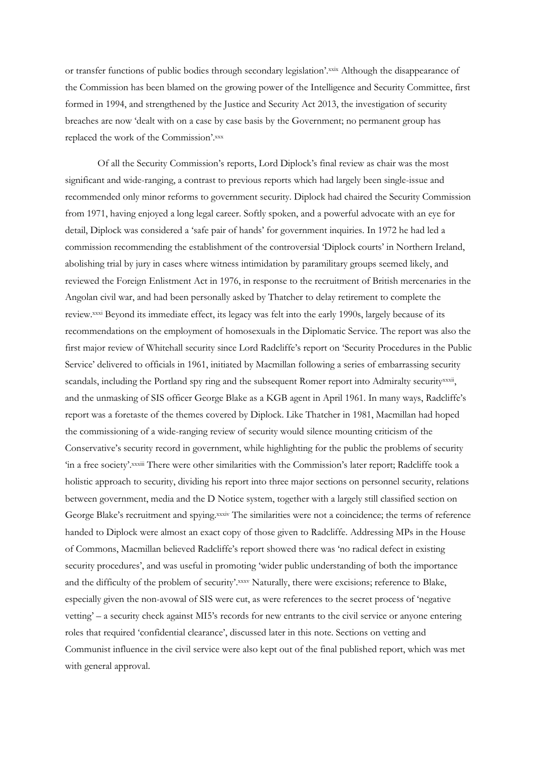or transfer functions of public bodies through secondary legislation'.[xxix] Although the disappearance of the Commission has been blamed on the growing power of the Intelligence and Security Committee, first formed in 1994, and strengthened by the Justice and Security Act 2013, the investigation of security breaches are now 'dealt with on a case by case basis by the Government; no permanent group has replaced the work of the Commission'.[xxx]

Of all the Security Commission's reports, Lord Diplock's final review as chair was the most significant and wide-ranging, a contrast to previous reports which had largely been single-issue and recommended only minor reforms to government security. Diplock had chaired the Security Commission from 1971, having enjoyed a long legal career. Softly spoken, and a powerful advocate with an eye for detail, Diplock was considered a 'safe pair of hands' for government inquiries. In 1972 he had led a commission recommending the establishment of the controversial 'Diplock courts' in Northern Ireland, abolishing trial by jury in cases where witness intimidation by paramilitary groups seemed likely, and reviewed the Foreign Enlistment Act in 1976, in response to the recruitment of British mercenaries in the Angolan civil war, and had been personally asked by Thatcher to delay retirement to complete the review.[xxxi] Beyond its immediate effect, its legacy was felt into the early 1990s, largely because of its recommendations on the employment of homosexuals in the Diplomatic Service. The report was also the first major review of Whitehall security since Lord Radcliffe's report on 'Security Procedures in the Public Service' delivered to officials in 1961, initiated by Macmillan following a series of embarrassing security scandals, including the Portland spy ring and the subsequent Romer report into Admiralty security[xxxii], and the unmasking of SIS officer George Blake as a KGB agent in April 1961. In many ways, Radcliffe's report was a foretaste of the themes covered by Diplock. Like Thatcher in 1981, Macmillan had hoped the commissioning of a wide-ranging review of security would silence mounting criticism of the Conservative's security record in government, while highlighting for the public the problems of security 'in a free society'.[xxxiii] There were other similarities with the Commission's later report; Radcliffe took a holistic approach to security, dividing his report into three major sections on personnel security, relations between government, media and the D Notice system, together with a largely still classified section on George Blake's recruitment and spying.[xxxiv] The similarities were not a coincidence; the terms of reference handed to Diplock were almost an exact copy of those given to Radcliffe. Addressing MPs in the House of Commons, Macmillan believed Radcliffe's report showed there was 'no radical defect in existing security procedures', and was useful in promoting 'wider public understanding of both the importance and the difficulty of the problem of security'.[xxxv] Naturally, there were excisions; reference to Blake, especially given the non-avowal of SIS were cut, as were references to the secret process of 'negative vetting' – a security check against MI5's records for new entrants to the civil service or anyone entering roles that required 'confidential clearance', discussed later in this note. Sections on vetting and Communist influence in the civil service were also kept out of the final published report, which was met with general approval.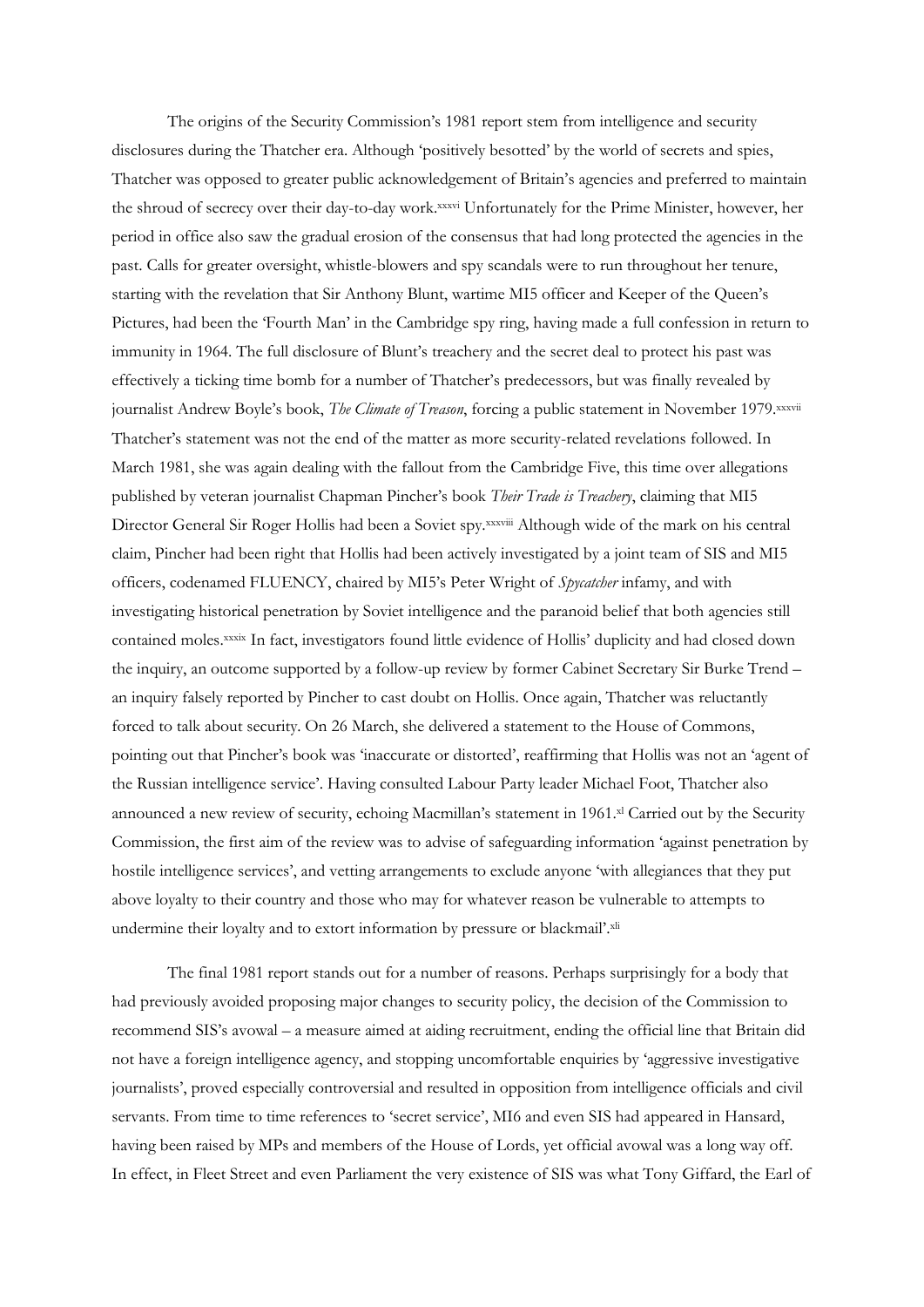The origins of the Security Commission's 1981 report stem from intelligence and security disclosures during the Thatcher era. Although 'positively besotted' by the world of secrets and spies, Thatcher was opposed to greater public acknowledgement of Britain's agencies and preferred to maintain the shroud of secrecy over their day-to-day work.[xxxvi] Unfortunately for the Prime Minister, however, her period in office also saw the gradual erosion of the consensus that had long protected the agencies in the past. Calls for greater oversight, whistle-blowers and spy scandals were to run throughout her tenure, starting with the revelation that Sir Anthony Blunt, wartime MI5 officer and Keeper of the Queen's Pictures, had been the 'Fourth Man' in the Cambridge spy ring, having made a full confession in return to immunity in 1964. The full disclosure of Blunt's treachery and the secret deal to protect his past was effectively a ticking time bomb for a number of Thatcher's predecessors, but was finally revealed by journalist Andrew Boyle's book, *The Climate of Treason*, forcing a public statement in November 1979.[xxxvii] Thatcher's statement was not the end of the matter as more security-related revelations followed. In March 1981, she was again dealing with the fallout from the Cambridge Five, this time over allegations published by veteran journalist Chapman Pincher's book *Their Trade is Treachery*, claiming that MI5 Director General Sir Roger Hollis had been a Soviet spy.[xxxviii] Although wide of the mark on his central claim, Pincher had been right that Hollis had been actively investigated by a joint team of SIS and MI5 officers, codenamed FLUENCY, chaired by MI5's Peter Wright of *Spycatcher* infamy, and with investigating historical penetration by Soviet intelligence and the paranoid belief that both agencies still contained moles.[xxxix] In fact, investigators found little evidence of Hollis' duplicity and had closed down the inquiry, an outcome supported by a follow-up review by former Cabinet Secretary Sir Burke Trend – an inquiry falsely reported by Pincher to cast doubt on Hollis. Once again, Thatcher was reluctantly forced to talk about security. On 26 March, she delivered a statement to the House of Commons, pointing out that Pincher's book was 'inaccurate or distorted', reaffirming that Hollis was not an 'agent of the Russian intelligence service'. Having consulted Labour Party leader Michael Foot, Thatcher also announced a new review of security, echoing Macmillan's statement in 1961.[xl] Carried out by the Security Commission, the first aim of the review was to advise of safeguarding information 'against penetration by hostile intelligence services', and vetting arrangements to exclude anyone 'with allegiances that they put above loyalty to their country and those who may for whatever reason be vulnerable to attempts to undermine their loyalty and to extort information by pressure or blackmail'.[xli]

The final 1981 report stands out for a number of reasons. Perhaps surprisingly for a body that had previously avoided proposing major changes to security policy, the decision of the Commission to recommend SIS's avowal – a measure aimed at aiding recruitment, ending the official line that Britain did not have a foreign intelligence agency, and stopping uncomfortable enquiries by 'aggressive investigative journalists', proved especially controversial and resulted in opposition from intelligence officials and civil servants. From time to time references to 'secret service', MI6 and even SIS had appeared in Hansard, having been raised by MPs and members of the House of Lords, yet official avowal was a long way off. In effect, in Fleet Street and even Parliament the very existence of SIS was what Tony Giffard, the Earl of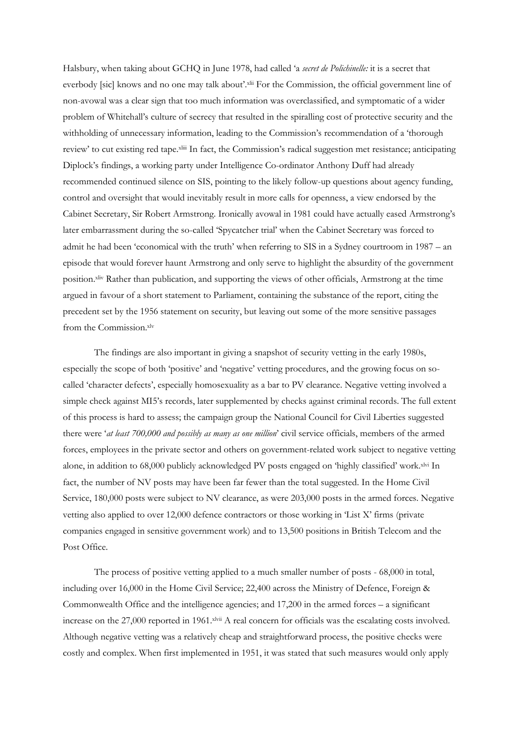Halsbury, when taking about GCHQ in June 1978, had called 'a *secret de Polichinelle:* it is a secret that everbody [sic] knows and no one may talk about'.[xlii] For the Commission, the official government line of non-avowal was a clear sign that too much information was overclassified, and symptomatic of a wider problem of Whitehall's culture of secrecy that resulted in the spiralling cost of protective security and the withholding of unnecessary information, leading to the Commission's recommendation of a 'thorough review' to cut existing red tape.[xliii] In fact, the Commission's radical suggestion met resistance; anticipating Diplock's findings, a working party under Intelligence Co-ordinator Anthony Duff had already recommended continued silence on SIS, pointing to the likely follow-up questions about agency funding, control and oversight that would inevitably result in more calls for openness, a view endorsed by the Cabinet Secretary, Sir Robert Armstrong. Ironically avowal in 1981 could have actually eased Armstrong's later embarrassment during the so-called 'Spycatcher trial' when the Cabinet Secretary was forced to admit he had been 'economical with the truth' when referring to SIS in a Sydney courtroom in 1987 – an episode that would forever haunt Armstrong and only serve to highlight the absurdity of the government position.[xliv] Rather than publication, and supporting the views of other officials, Armstrong at the time argued in favour of a short statement to Parliament, containing the substance of the report, citing the precedent set by the 1956 statement on security, but leaving out some of the more sensitive passages from the Commission.[xlv]

The findings are also important in giving a snapshot of security vetting in the early 1980s, especially the scope of both 'positive' and 'negative' vetting procedures, and the growing focus on so-called 'character defects', especially homosexuality as a bar to PV clearance. Negative vetting involved a simple check against MI5's records, later supplemented by checks against criminal records. The full extent of this process is hard to assess; the campaign group the National Council for Civil Liberties suggested there were '*at least 700,000 and possibly as many as one million*' civil service officials, members of the armed forces, employees in the private sector and others on government-related work subject to negative vetting alone, in addition to 68,000 publicly acknowledged PV posts engaged on 'highly classified' work.[xlvi] In fact, the number of NV posts may have been far fewer than the total suggested. In the Home Civil Service, 180,000 posts were subject to NV clearance, as were 203,000 posts in the armed forces. Negative vetting also applied to over 12,000 defence contractors or those working in 'List X' firms (private companies engaged in sensitive government work) and to 13,500 positions in British Telecom and the Post Office.

The process of positive vetting applied to a much smaller number of posts - 68,000 in total, including over 16,000 in the Home Civil Service; 22,400 across the Ministry of Defence, Foreign & Commonwealth Office and the intelligence agencies; and 17,200 in the armed forces – a significant increase on the 27,000 reported in 1961.[xlvii] A real concern for officials was the escalating costs involved. Although negative vetting was a relatively cheap and straightforward process, the positive checks were costly and complex. When first implemented in 1951, it was stated that such measures would only apply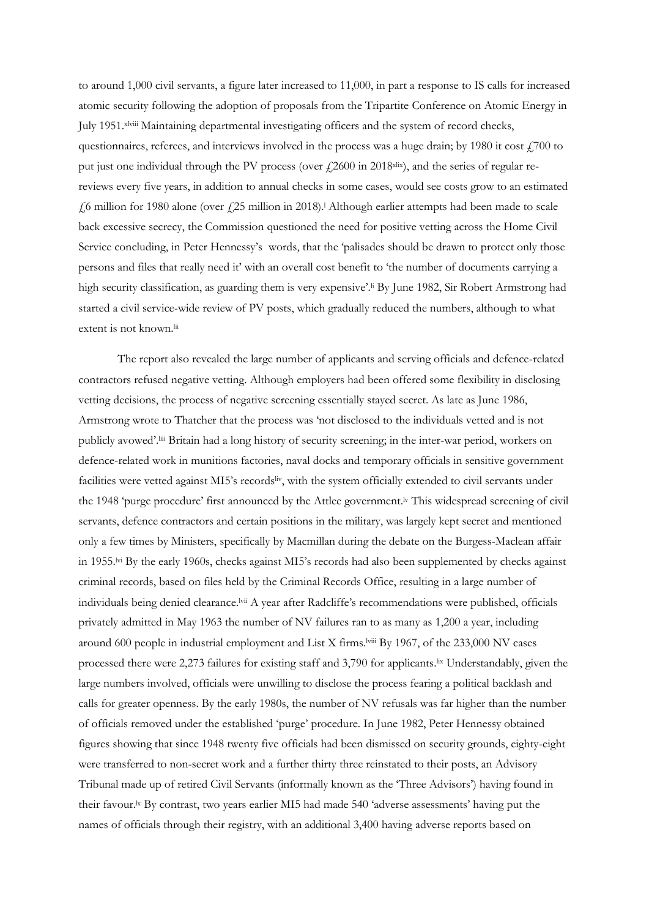to around 1,000 civil servants, a figure later increased to 11,000, in part a response to IS calls for increased atomic security following the adoption of proposals from the Tripartite Conference on Atomic Energy in July 1951.[xlviii] Maintaining departmental investigating officers and the system of record checks, questionnaires, referees, and interviews involved in the process was a huge drain; by 1980 it cost £700 to put just one individual through the PV process (over £2600 in 2018[xlix]), and the series of regular re-reviews every five years, in addition to annual checks in some cases, would see costs grow to an estimated £6 million for 1980 alone (over £25 million in 2018).[l] Although earlier attempts had been made to scale back excessive secrecy, the Commission questioned the need for positive vetting across the Home Civil Service concluding, in Peter Hennessy's words, that the 'palisades should be drawn to protect only those persons and files that really need it' with an overall cost benefit to 'the number of documents carrying a high security classification, as guarding them is very expensive'.[li] By June 1982, Sir Robert Armstrong had started a civil service-wide review of PV posts, which gradually reduced the numbers, although to what extent is not known.[lii]

The report also revealed the large number of applicants and serving officials and defence-related contractors refused negative vetting. Although employers had been offered some flexibility in disclosing vetting decisions, the process of negative screening essentially stayed secret. As late as June 1986, Armstrong wrote to Thatcher that the process was 'not disclosed to the individuals vetted and is not publicly avowed'.[liii] Britain had a long history of security screening; in the inter-war period, workers on defence-related work in munitions factories, naval docks and temporary officials in sensitive government facilities were vetted against MI5's records[liv], with the system officially extended to civil servants under the 1948 'purge procedure' first announced by the Attlee government.[lv] This widespread screening of civil servants, defence contractors and certain positions in the military, was largely kept secret and mentioned only a few times by Ministers, specifically by Macmillan during the debate on the Burgess-Maclean affair in 1955.[lvi] By the early 1960s, checks against MI5's records had also been supplemented by checks against criminal records, based on files held by the Criminal Records Office, resulting in a large number of individuals being denied clearance.[lvii] A year after Radcliffe's recommendations were published, officials privately admitted in May 1963 the number of NV failures ran to as many as 1,200 a year, including around 600 people in industrial employment and List X firms.[lviii] By 1967, of the 233,000 NV cases processed there were 2,273 failures for existing staff and 3,790 for applicants.[lix] Understandably, given the large numbers involved, officials were unwilling to disclose the process fearing a political backlash and calls for greater openness. By the early 1980s, the number of NV refusals was far higher than the number of officials removed under the established 'purge' procedure. In June 1982, Peter Hennessy obtained figures showing that since 1948 twenty five officials had been dismissed on security grounds, eighty-eight were transferred to non-secret work and a further thirty three reinstated to their posts, an Advisory Tribunal made up of retired Civil Servants (informally known as the 'Three Advisors') having found in their favour.[lx] By contrast, two years earlier MI5 had made 540 'adverse assessments' having put the names of officials through their registry, with an additional 3,400 having adverse reports based on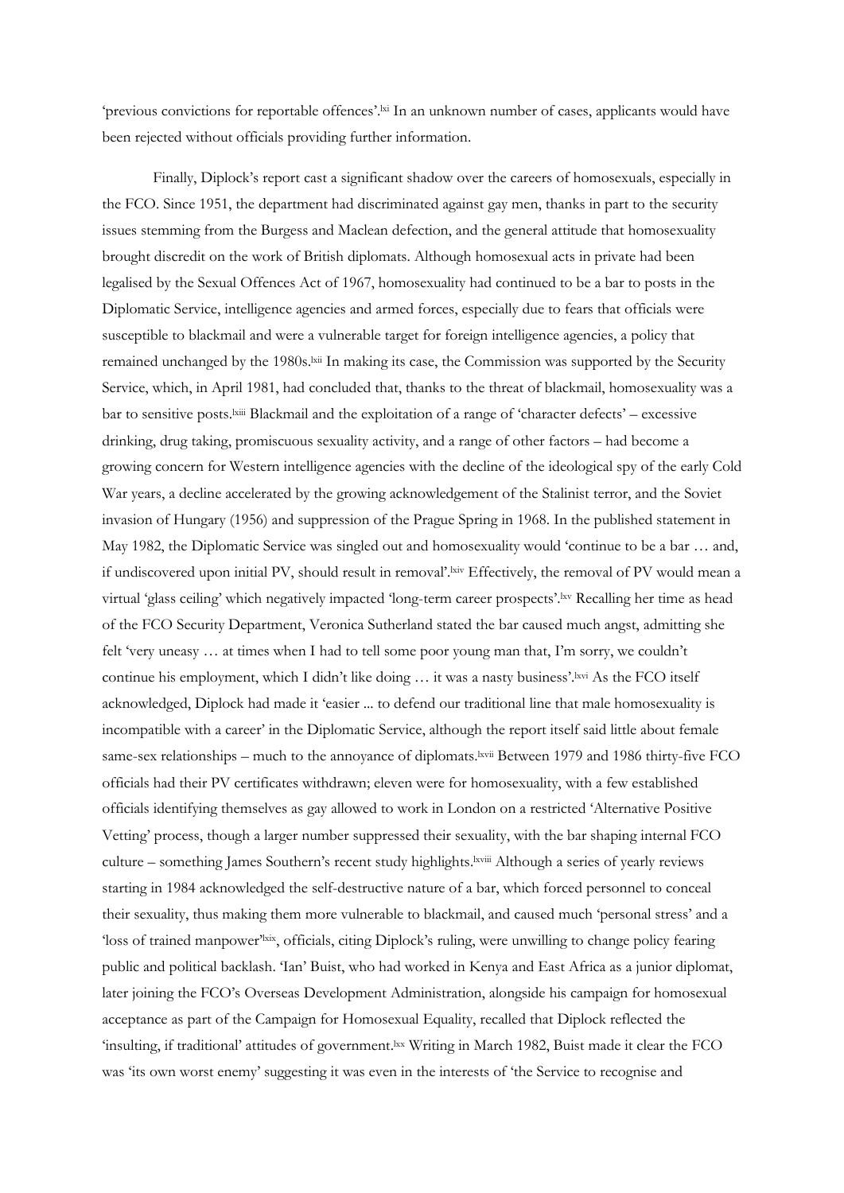'previous convictions for reportable offences'.[lxi] In an unknown number of cases, applicants would have been rejected without officials providing further information.

Finally, Diplock's report cast a significant shadow over the careers of homosexuals, especially in the FCO. Since 1951, the department had discriminated against gay men, thanks in part to the security issues stemming from the Burgess and Maclean defection, and the general attitude that homosexuality brought discredit on the work of British diplomats. Although homosexual acts in private had been legalised by the Sexual Offences Act of 1967, homosexuality had continued to be a bar to posts in the Diplomatic Service, intelligence agencies and armed forces, especially due to fears that officials were susceptible to blackmail and were a vulnerable target for foreign intelligence agencies, a policy that remained unchanged by the 1980s.[lxii] In making its case, the Commission was supported by the Security Service, which, in April 1981, had concluded that, thanks to the threat of blackmail, homosexuality was a bar to sensitive posts.[lxiii] Blackmail and the exploitation of a range of 'character defects' – excessive drinking, drug taking, promiscuous sexuality activity, and a range of other factors – had become a growing concern for Western intelligence agencies with the decline of the ideological spy of the early Cold War years, a decline accelerated by the growing acknowledgement of the Stalinist terror, and the Soviet invasion of Hungary (1956) and suppression of the Prague Spring in 1968. In the published statement in May 1982, the Diplomatic Service was singled out and homosexuality would 'continue to be a bar … and, if undiscovered upon initial PV, should result in removal'.[lxiv] Effectively, the removal of PV would mean a virtual 'glass ceiling' which negatively impacted 'long-term career prospects'.[lxv] Recalling her time as head of the FCO Security Department, Veronica Sutherland stated the bar caused much angst, admitting she felt 'very uneasy … at times when I had to tell some poor young man that, I'm sorry, we couldn't continue his employment, which I didn't like doing … it was a nasty business'.[lxvi] As the FCO itself acknowledged, Diplock had made it 'easier ... to defend our traditional line that male homosexuality is incompatible with a career' in the Diplomatic Service, although the report itself said little about female same-sex relationships – much to the annoyance of diplomats.[lxvii] Between 1979 and 1986 thirty-five FCO officials had their PV certificates withdrawn; eleven were for homosexuality, with a few established officials identifying themselves as gay allowed to work in London on a restricted 'Alternative Positive Vetting' process, though a larger number suppressed their sexuality, with the bar shaping internal FCO culture – something James Southern's recent study highlights.[lxviii] Although a series of yearly reviews starting in 1984 acknowledged the self-destructive nature of a bar, which forced personnel to conceal their sexuality, thus making them more vulnerable to blackmail, and caused much 'personal stress' and a 'loss of trained manpower'[lxix], officials, citing Diplock's ruling, were unwilling to change policy fearing public and political backlash. 'Ian' Buist, who had worked in Kenya and East Africa as a junior diplomat, later joining the FCO's Overseas Development Administration, alongside his campaign for homosexual acceptance as part of the Campaign for Homosexual Equality, recalled that Diplock reflected the 'insulting, if traditional' attitudes of government.[lxx] Writing in March 1982, Buist made it clear the FCO was 'its own worst enemy' suggesting it was even in the interests of 'the Service to recognise and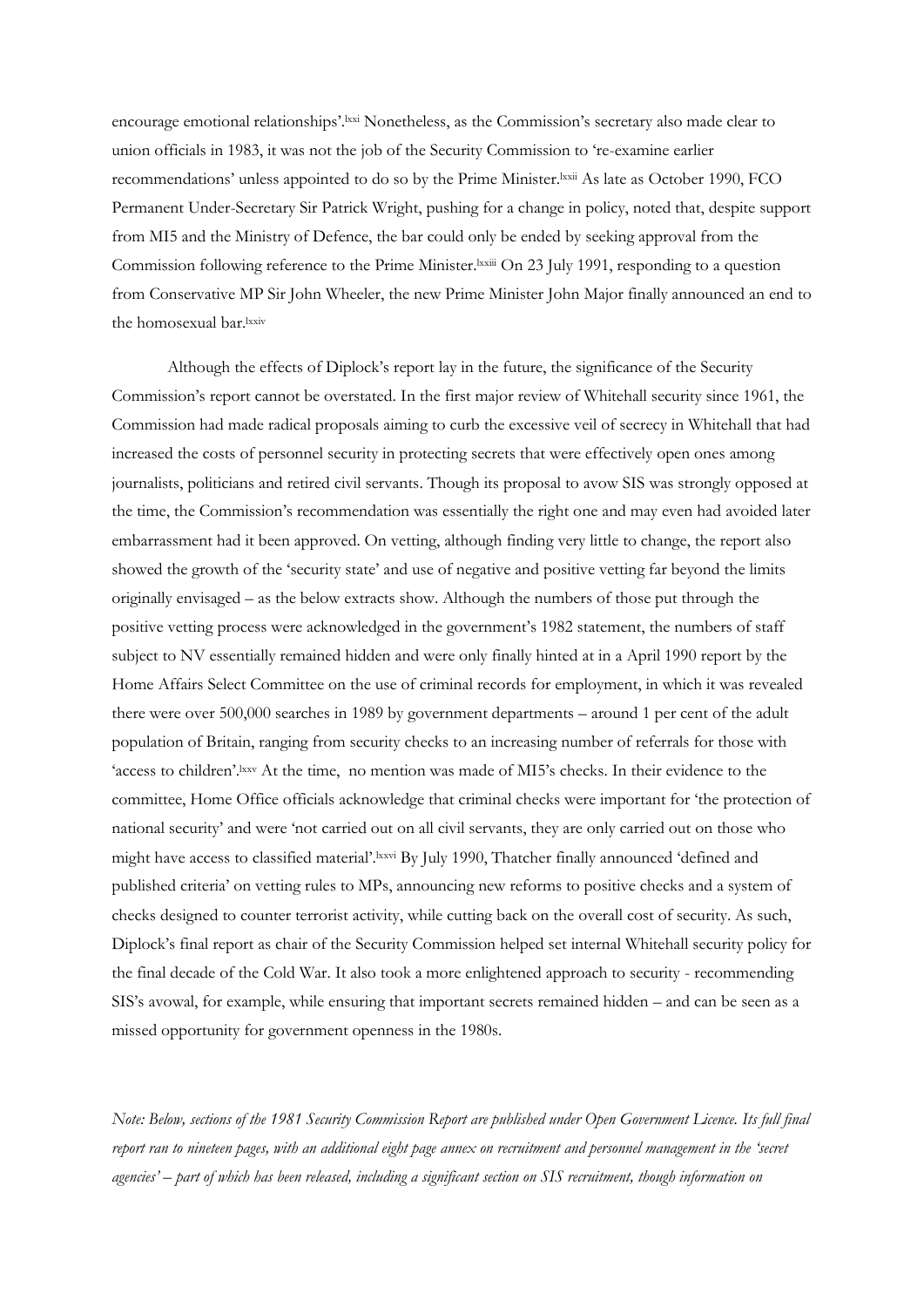encourage emotional relationships'.[lxxi] Nonetheless, as the Commission's secretary also made clear to union officials in 1983, it was not the job of the Security Commission to 're-examine earlier recommendations' unless appointed to do so by the Prime Minister.[lxxii] As late as October 1990, FCO Permanent Under-Secretary Sir Patrick Wright, pushing for a change in policy, noted that, despite support from MI5 and the Ministry of Defence, the bar could only be ended by seeking approval from the Commission following reference to the Prime Minister.[lxxiii] On 23 July 1991, responding to a question from Conservative MP Sir John Wheeler, the new Prime Minister John Major finally announced an end to the homosexual bar.[lxxiv]

Although the effects of Diplock's report lay in the future, the significance of the Security Commission's report cannot be overstated. In the first major review of Whitehall security since 1961, the Commission had made radical proposals aiming to curb the excessive veil of secrecy in Whitehall that had increased the costs of personnel security in protecting secrets that were effectively open ones among journalists, politicians and retired civil servants. Though its proposal to avow SIS was strongly opposed at the time, the Commission's recommendation was essentially the right one and may even had avoided later embarrassment had it been approved. On vetting, although finding very little to change, the report also showed the growth of the 'security state' and use of negative and positive vetting far beyond the limits originally envisaged – as the below extracts show. Although the numbers of those put through the positive vetting process were acknowledged in the government's 1982 statement, the numbers of staff subject to NV essentially remained hidden and were only finally hinted at in a April 1990 report by the Home Affairs Select Committee on the use of criminal records for employment, in which it was revealed there were over 500,000 searches in 1989 by government departments – around 1 per cent of the adult population of Britain, ranging from security checks to an increasing number of referrals for those with 'access to children'.[lxxv] At the time, no mention was made of MI5's checks. In their evidence to the committee, Home Office officials acknowledge that criminal checks were important for 'the protection of national security' and were 'not carried out on all civil servants, they are only carried out on those who might have access to classified material'.[lxxvi] By July 1990, Thatcher finally announced 'defined and published criteria' on vetting rules to MPs, announcing new reforms to positive checks and a system of checks designed to counter terrorist activity, while cutting back on the overall cost of security. As such, Diplock's final report as chair of the Security Commission helped set internal Whitehall security policy for the final decade of the Cold War. It also took a more enlightened approach to security - recommending SIS's avowal, for example, while ensuring that important secrets remained hidden – and can be seen as a missed opportunity for government openness in the 1980s.

*Note: Below, sections of the 1981 Security Commission Report are published under Open Government Licence. Its full final report ran to nineteen pages, with an additional eight page annex on recruitment and personnel management in the 'secret agencies' – part of which has been released, including a significant section on SIS recruitment, though information on*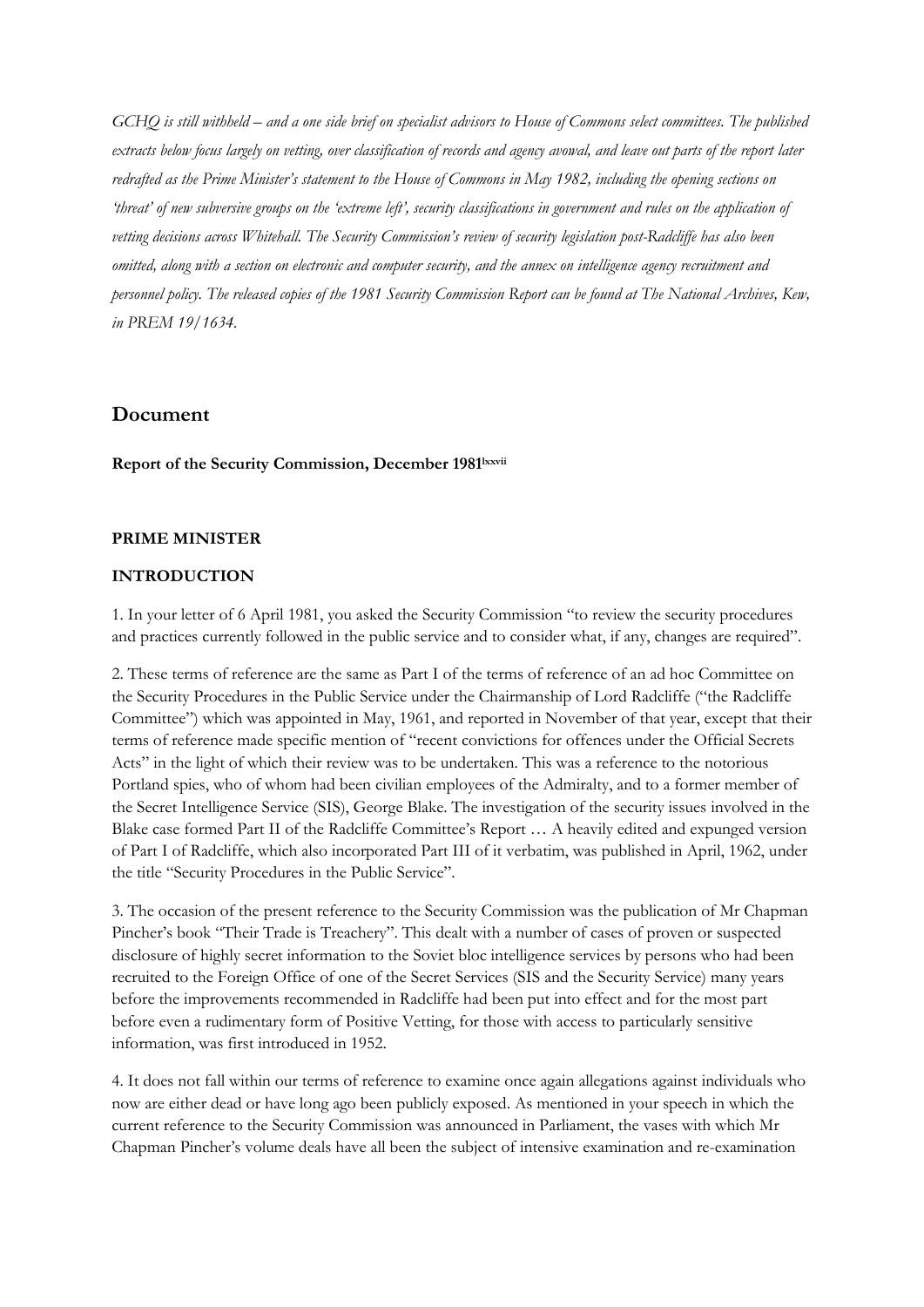*GCHQ is still withheld – and a one side brief on specialist advisors to House of Commons select committees. The published extracts below focus largely on vetting, over classification of records and agency avowal, and leave out parts of the report later redrafted as the Prime Minister's statement to the House of Commons in May 1982, including the opening sections on 'threat' of new subversive groups on the 'extreme left', security classifications in government and rules on the application of vetting decisions across Whitehall. The Security Commission's review of security legislation post-Radcliffe has also been omitted, along with a section on electronic and computer security, and the annex on intelligence agency recruitment and personnel policy. The released copies of the 1981 Security Commission Report can be found at The National Archives, Kew, in PREM 19/1634.*

## Document

**Report of the Security Commission, December 1981**[lxxvii]

**PRIME MINISTER**

**INTRODUCTION**

1. In your letter of 6 April 1981, you asked the Security Commission "to review the security procedures and practices currently followed in the public service and to consider what, if any, changes are required".

2. These terms of reference are the same as Part I of the terms of reference of an ad hoc Committee on the Security Procedures in the Public Service under the Chairmanship of Lord Radcliffe ("the Radcliffe Committee") which was appointed in May, 1961, and reported in November of that year, except that their terms of reference made specific mention of "recent convictions for offences under the Official Secrets Acts" in the light of which their review was to be undertaken. This was a reference to the notorious Portland spies, who of whom had been civilian employees of the Admiralty, and to a former member of the Secret Intelligence Service (SIS), George Blake. The investigation of the security issues involved in the Blake case formed Part II of the Radcliffe Committee's Report … A heavily edited and expunged version of Part I of Radcliffe, which also incorporated Part III of it verbatim, was published in April, 1962, under the title "Security Procedures in the Public Service".

3. The occasion of the present reference to the Security Commission was the publication of Mr Chapman Pincher's book "Their Trade is Treachery". This dealt with a number of cases of proven or suspected disclosure of highly secret information to the Soviet bloc intelligence services by persons who had been recruited to the Foreign Office of one of the Secret Services (SIS and the Security Service) many years before the improvements recommended in Radcliffe had been put into effect and for the most part before even a rudimentary form of Positive Vetting, for those with access to particularly sensitive information, was first introduced in 1952.

4. It does not fall within our terms of reference to examine once again allegations against individuals who now are either dead or have long ago been publicly exposed. As mentioned in your speech in which the current reference to the Security Commission was announced in Parliament, the vases with which Mr Chapman Pincher's volume deals have all been the subject of intensive examination and re-examination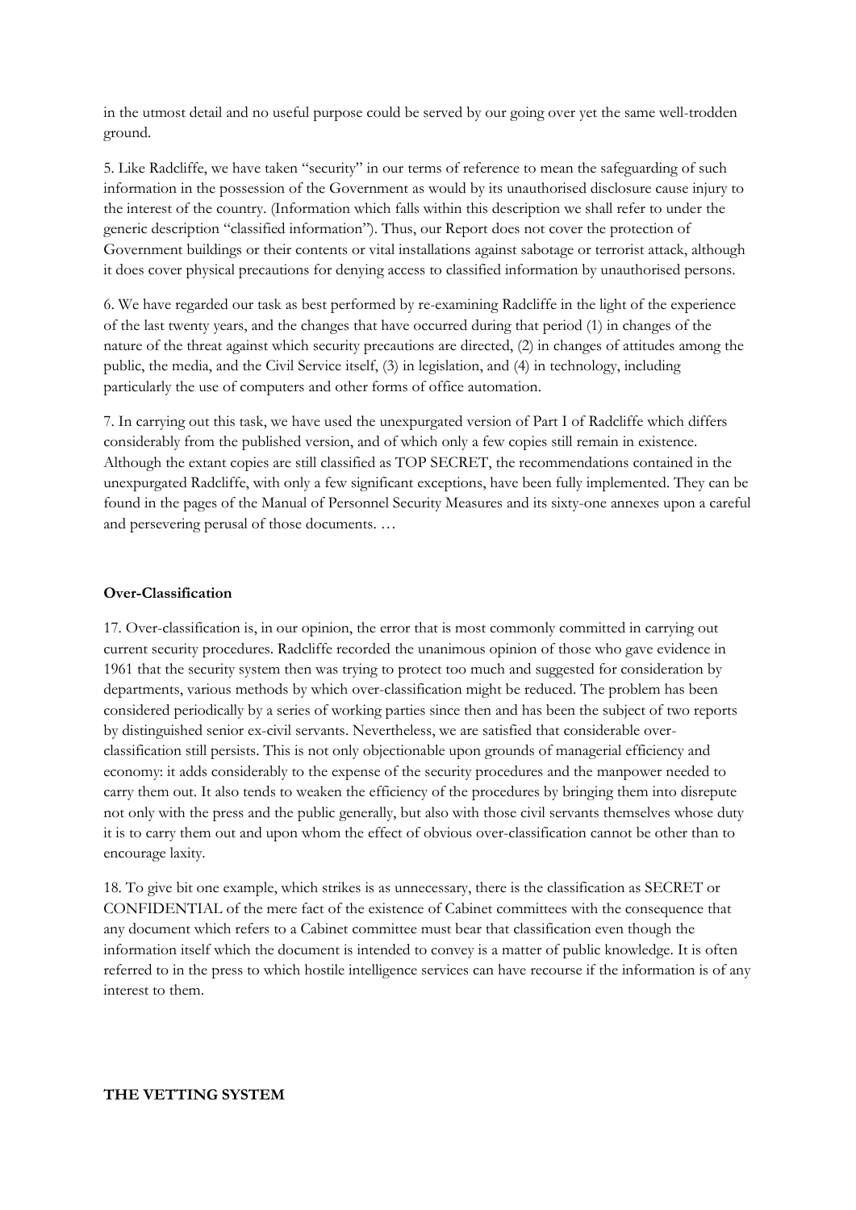in the utmost detail and no useful purpose could be served by our going over yet the same well-trodden ground.

5. Like Radcliffe, we have taken "security" in our terms of reference to mean the safeguarding of such information in the possession of the Government as would by its unauthorised disclosure cause injury to the interest of the country. (Information which falls within this description we shall refer to under the generic description "classified information"). Thus, our Report does not cover the protection of Government buildings or their contents or vital installations against sabotage or terrorist attack, although it does cover physical precautions for denying access to classified information by unauthorised persons.

6. We have regarded our task as best performed by re-examining Radcliffe in the light of the experience of the last twenty years, and the changes that have occurred during that period (1) in changes of the nature of the threat against which security precautions are directed, (2) in changes of attitudes among the public, the media, and the Civil Service itself, (3) in legislation, and (4) in technology, including particularly the use of computers and other forms of office automation.

7. In carrying out this task, we have used the unexpurgated version of Part I of Radcliffe which differs considerably from the published version, and of which only a few copies still remain in existence. Although the extant copies are still classified as TOP SECRET, the recommendations contained in the unexpurgated Radcliffe, with only a few significant exceptions, have been fully implemented. They can be found in the pages of the Manual of Personnel Security Measures and its sixty-one annexes upon a careful and persevering perusal of those documents. …

**Over-Classification**

17. Over-classification is, in our opinion, the error that is most commonly committed in carrying out current security procedures. Radcliffe recorded the unanimous opinion of those who gave evidence in 1961 that the security system then was trying to protect too much and suggested for consideration by departments, various methods by which over-classification might be reduced. The problem has been considered periodically by a series of working parties since then and has been the subject of two reports by distinguished senior ex-civil servants. Nevertheless, we are satisfied that considerable over-classification still persists. This is not only objectionable upon grounds of managerial efficiency and economy: it adds considerably to the expense of the security procedures and the manpower needed to carry them out. It also tends to weaken the efficiency of the procedures by bringing them into disrepute not only with the press and the public generally, but also with those civil servants themselves whose duty it is to carry them out and upon whom the effect of obvious over-classification cannot be other than to encourage laxity.

18. To give bit one example, which strikes is as unnecessary, there is the classification as SECRET or CONFIDENTIAL of the mere fact of the existence of Cabinet committees with the consequence that any document which refers to a Cabinet committee must bear that classification even though the information itself which the document is intended to convey is a matter of public knowledge. It is often referred to in the press to which hostile intelligence services can have recourse if the information is of any interest to them.

**THE VETTING SYSTEM**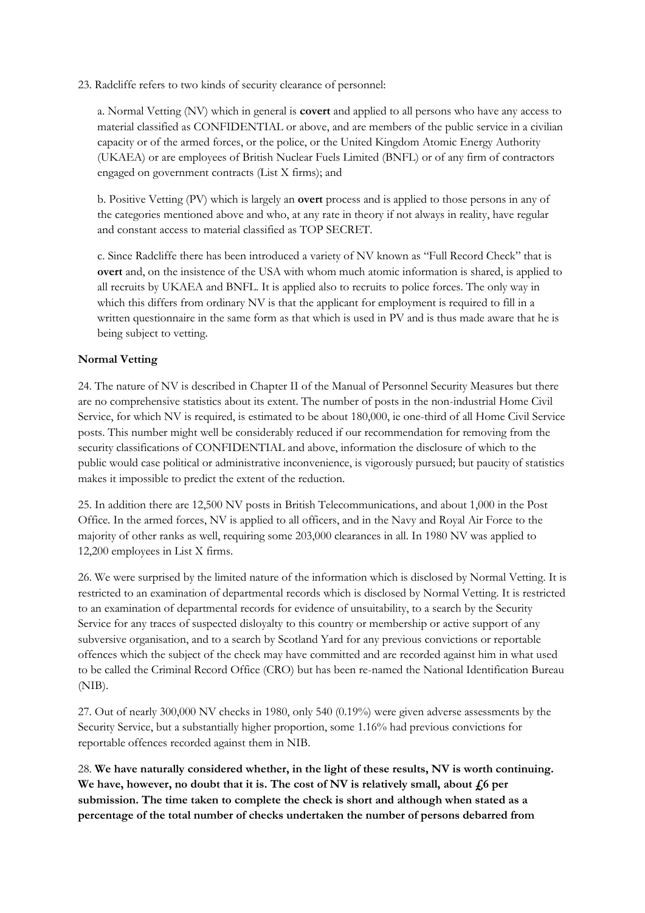23. Radcliffe refers to two kinds of security clearance of personnel:

a. Normal Vetting (NV) which in general is **covert** and applied to all persons who have any access to material classified as CONFIDENTIAL or above, and are members of the public service in a civilian capacity or of the armed forces, or the police, or the United Kingdom Atomic Energy Authority (UKAEA) or are employees of British Nuclear Fuels Limited (BNFL) or of any firm of contractors engaged on government contracts (List X firms); and

b. Positive Vetting (PV) which is largely an **overt** process and is applied to those persons in any of the categories mentioned above and who, at any rate in theory if not always in reality, have regular and constant access to material classified as TOP SECRET.

c. Since Radcliffe there has been introduced a variety of NV known as "Full Record Check" that is **overt** and, on the insistence of the USA with whom much atomic information is shared, is applied to all recruits by UKAEA and BNFL. It is applied also to recruits to police forces. The only way in which this differs from ordinary NV is that the applicant for employment is required to fill in a written questionnaire in the same form as that which is used in PV and is thus made aware that he is being subject to vetting.

**Normal Vetting**

24. The nature of NV is described in Chapter II of the Manual of Personnel Security Measures but there are no comprehensive statistics about its extent. The number of posts in the non-industrial Home Civil Service, for which NV is required, is estimated to be about 180,000, ie one-third of all Home Civil Service posts. This number might well be considerably reduced if our recommendation for removing from the security classifications of CONFIDENTIAL and above, information the disclosure of which to the public would case political or administrative inconvenience, is vigorously pursued; but paucity of statistics makes it impossible to predict the extent of the reduction.

25. In addition there are 12,500 NV posts in British Telecommunications, and about 1,000 in the Post Office. In the armed forces, NV is applied to all officers, and in the Navy and Royal Air Force to the majority of other ranks as well, requiring some 203,000 clearances in all. In 1980 NV was applied to 12,200 employees in List X firms.

26. We were surprised by the limited nature of the information which is disclosed by Normal Vetting. It is restricted to an examination of departmental records which is disclosed by Normal Vetting. It is restricted to an examination of departmental records for evidence of unsuitability, to a search by the Security Service for any traces of suspected disloyalty to this country or membership or active support of any subversive organisation, and to a search by Scotland Yard for any previous convictions or reportable offences which the subject of the check may have committed and are recorded against him in what used to be called the Criminal Record Office (CRO) but has been re-named the National Identification Bureau (NIB).

27. Out of nearly 300,000 NV checks in 1980, only 540 (0.19%) were given adverse assessments by the Security Service, but a substantially higher proportion, some 1.16% had previous convictions for reportable offences recorded against them in NIB.

28. **We have naturally considered whether, in the light of these results, NV is worth continuing. We have, however, no doubt that it is. The cost of NV is relatively small, about £6 per submission. The time taken to complete the check is short and although when stated as a percentage of the total number of checks undertaken the number of persons debarred from**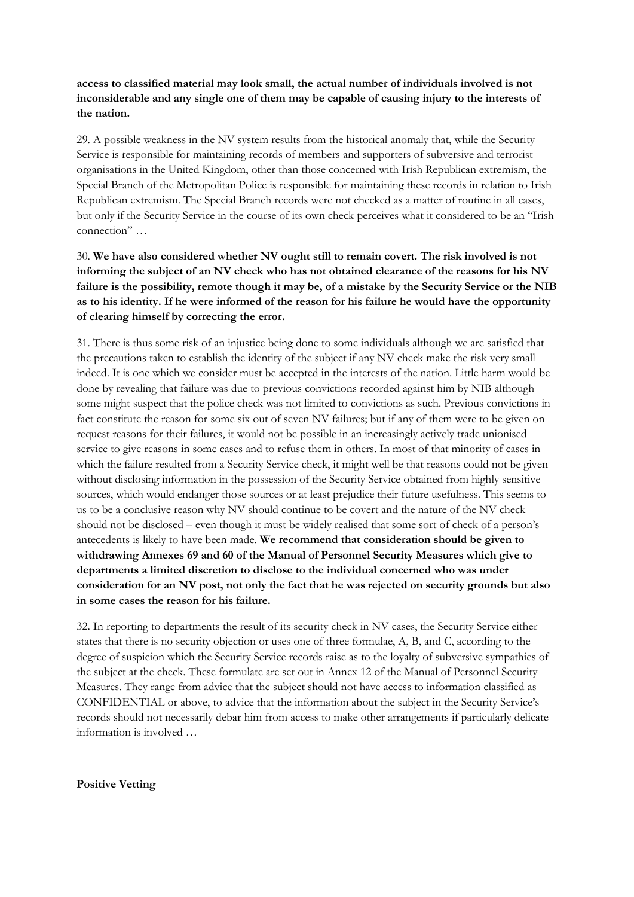**access to classified material may look small, the actual number of individuals involved is not inconsiderable and any single one of them may be capable of causing injury to the interests of the nation.**

29. A possible weakness in the NV system results from the historical anomaly that, while the Security Service is responsible for maintaining records of members and supporters of subversive and terrorist organisations in the United Kingdom, other than those concerned with Irish Republican extremism, the Special Branch of the Metropolitan Police is responsible for maintaining these records in relation to Irish Republican extremism. The Special Branch records were not checked as a matter of routine in all cases, but only if the Security Service in the course of its own check perceives what it considered to be an "Irish connection" …

30. **We have also considered whether NV ought still to remain covert. The risk involved is not informing the subject of an NV check who has not obtained clearance of the reasons for his NV failure is the possibility, remote though it may be, of a mistake by the Security Service or the NIB as to his identity. If he were informed of the reason for his failure he would have the opportunity of clearing himself by correcting the error.**

31. There is thus some risk of an injustice being done to some individuals although we are satisfied that the precautions taken to establish the identity of the subject if any NV check make the risk very small indeed. It is one which we consider must be accepted in the interests of the nation. Little harm would be done by revealing that failure was due to previous convictions recorded against him by NIB although some might suspect that the police check was not limited to convictions as such. Previous convictions in fact constitute the reason for some six out of seven NV failures; but if any of them were to be given on request reasons for their failures, it would not be possible in an increasingly actively trade unionised service to give reasons in some cases and to refuse them in others. In most of that minority of cases in which the failure resulted from a Security Service check, it might well be that reasons could not be given without disclosing information in the possession of the Security Service obtained from highly sensitive sources, which would endanger those sources or at least prejudice their future usefulness. This seems to us to be a conclusive reason why NV should continue to be covert and the nature of the NV check should not be disclosed – even though it must be widely realised that some sort of check of a person's antecedents is likely to have been made. **We recommend that consideration should be given to withdrawing Annexes 69 and 60 of the Manual of Personnel Security Measures which give to departments a limited discretion to disclose to the individual concerned who was under consideration for an NV post, not only the fact that he was rejected on security grounds but also in some cases the reason for his failure.**

32. In reporting to departments the result of its security check in NV cases, the Security Service either states that there is no security objection or uses one of three formulae, A, B, and C, according to the degree of suspicion which the Security Service records raise as to the loyalty of subversive sympathies of the subject at the check. These formulate are set out in Annex 12 of the Manual of Personnel Security Measures. They range from advice that the subject should not have access to information classified as CONFIDENTIAL or above, to advice that the information about the subject in the Security Service's records should not necessarily debar him from access to make other arrangements if particularly delicate information is involved …

**Positive Vetting**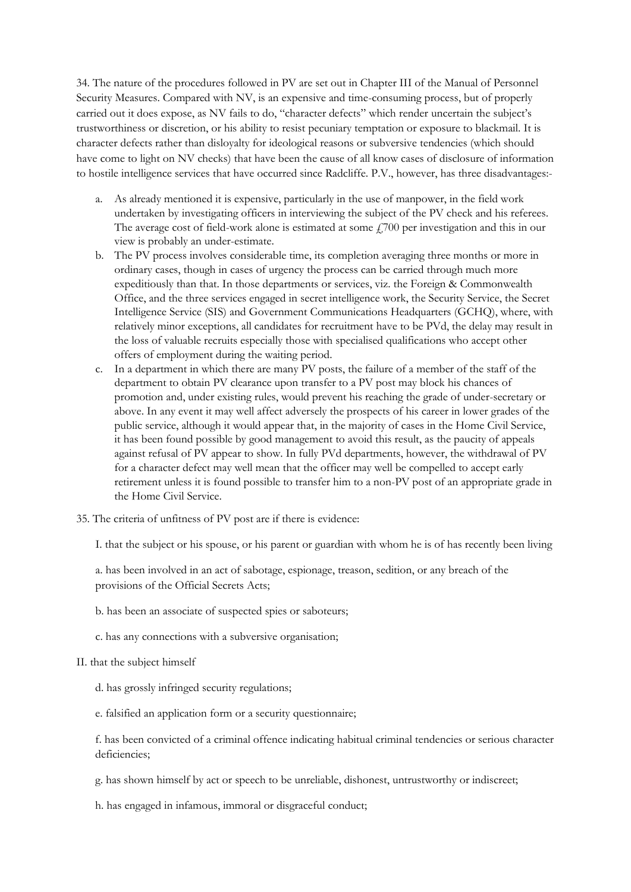34. The nature of the procedures followed in PV are set out in Chapter III of the Manual of Personnel Security Measures. Compared with NV, is an expensive and time-consuming process, but of properly carried out it does expose, as NV fails to do, "character defects" which render uncertain the subject's trustworthiness or discretion, or his ability to resist pecuniary temptation or exposure to blackmail. It is character defects rather than disloyalty for ideological reasons or subversive tendencies (which should have come to light on NV checks) that have been the cause of all know cases of disclosure of information to hostile intelligence services that have occurred since Radcliffe. P.V., however, has three disadvantages:-

a. As already mentioned it is expensive, particularly in the use of manpower, in the field work undertaken by investigating officers in interviewing the subject of the PV check and his referees. The average cost of field-work alone is estimated at some £700 per investigation and this in our view is probably an under-estimate.

b. The PV process involves considerable time, its completion averaging three months or more in ordinary cases, though in cases of urgency the process can be carried through much more expeditiously than that. In those departments or services, viz. the Foreign & Commonwealth Office, and the three services engaged in secret intelligence work, the Security Service, the Secret Intelligence Service (SIS) and Government Communications Headquarters (GCHQ), where, with relatively minor exceptions, all candidates for recruitment have to be PVd, the delay may result in the loss of valuable recruits especially those with specialised qualifications who accept other offers of employment during the waiting period.

c. In a department in which there are many PV posts, the failure of a member of the staff of the department to obtain PV clearance upon transfer to a PV post may block his chances of promotion and, under existing rules, would prevent his reaching the grade of under-secretary or above. In any event it may well affect adversely the prospects of his career in lower grades of the public service, although it would appear that, in the majority of cases in the Home Civil Service, it has been found possible by good management to avoid this result, as the paucity of appeals against refusal of PV appear to show. In fully PVd departments, however, the withdrawal of PV for a character defect may well mean that the officer may well be compelled to accept early retirement unless it is found possible to transfer him to a non-PV post of an appropriate grade in the Home Civil Service.

35. The criteria of unfitness of PV post are if there is evidence:

I. that the subject or his spouse, or his parent or guardian with whom he is of has recently been living

a. has been involved in an act of sabotage, espionage, treason, sedition, or any breach of the provisions of the Official Secrets Acts;

b. has been an associate of suspected spies or saboteurs;

c. has any connections with a subversive organisation;

II. that the subject himself

d. has grossly infringed security regulations;

e. falsified an application form or a security questionnaire;

f. has been convicted of a criminal offence indicating habitual criminal tendencies or serious character deficiencies;

g. has shown himself by act or speech to be unreliable, dishonest, untrustworthy or indiscreet;

h. has engaged in infamous, immoral or disgraceful conduct;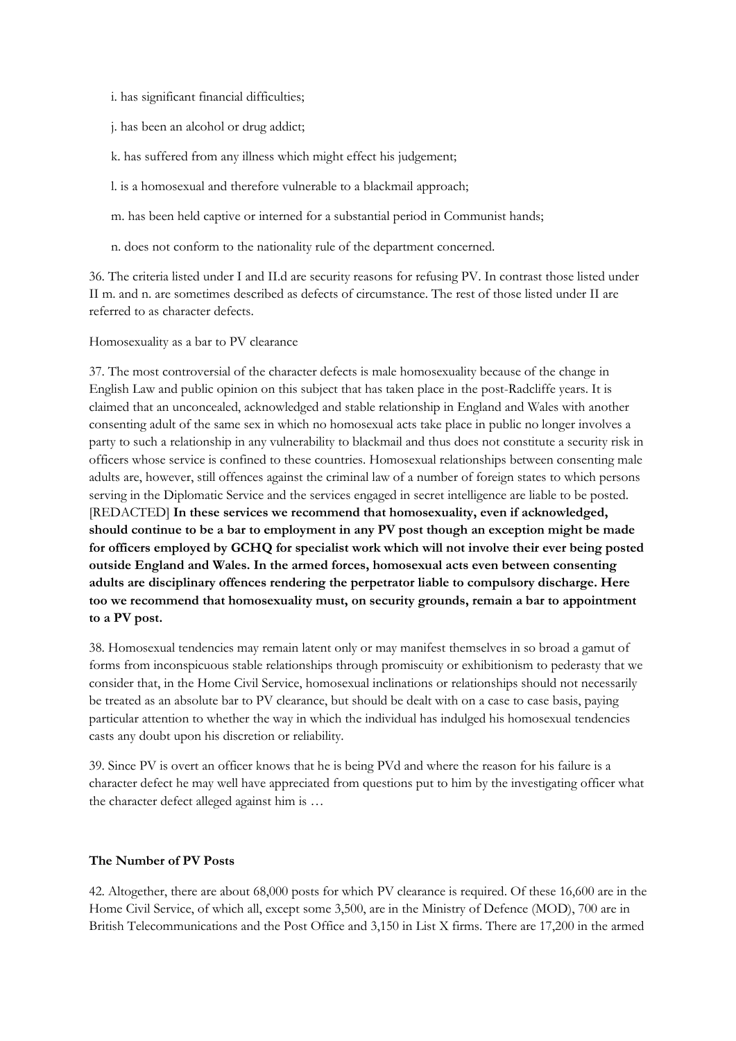i. has significant financial difficulties;

j. has been an alcohol or drug addict;

k. has suffered from any illness which might effect his judgement;

l. is a homosexual and therefore vulnerable to a blackmail approach;

m. has been held captive or interned for a substantial period in Communist hands;

n. does not conform to the nationality rule of the department concerned.

36. The criteria listed under I and II.d are security reasons for refusing PV. In contrast those listed under II m. and n. are sometimes described as defects of circumstance. The rest of those listed under II are referred to as character defects.

Homosexuality as a bar to PV clearance

37. The most controversial of the character defects is male homosexuality because of the change in English Law and public opinion on this subject that has taken place in the post-Radcliffe years. It is claimed that an unconcealed, acknowledged and stable relationship in England and Wales with another consenting adult of the same sex in which no homosexual acts take place in public no longer involves a party to such a relationship in any vulnerability to blackmail and thus does not constitute a security risk in officers whose service is confined to these countries. Homosexual relationships between consenting male adults are, however, still offences against the criminal law of a number of foreign states to which persons serving in the Diplomatic Service and the services engaged in secret intelligence are liable to be posted. [REDACTED] **In these services we recommend that homosexuality, even if acknowledged, should continue to be a bar to employment in any PV post though an exception might be made for officers employed by GCHQ for specialist work which will not involve their ever being posted outside England and Wales. In the armed forces, homosexual acts even between consenting adults are disciplinary offences rendering the perpetrator liable to compulsory discharge. Here too we recommend that homosexuality must, on security grounds, remain a bar to appointment to a PV post.**

38. Homosexual tendencies may remain latent only or may manifest themselves in so broad a gamut of forms from inconspicuous stable relationships through promiscuity or exhibitionism to pederasty that we consider that, in the Home Civil Service, homosexual inclinations or relationships should not necessarily be treated as an absolute bar to PV clearance, but should be dealt with on a case to case basis, paying particular attention to whether the way in which the individual has indulged his homosexual tendencies casts any doubt upon his discretion or reliability.

39. Since PV is overt an officer knows that he is being PVd and where the reason for his failure is a character defect he may well have appreciated from questions put to him by the investigating officer what the character defect alleged against him is …

**The Number of PV Posts**

42. Altogether, there are about 68,000 posts for which PV clearance is required. Of these 16,600 are in the Home Civil Service, of which all, except some 3,500, are in the Ministry of Defence (MOD), 700 are in British Telecommunications and the Post Office and 3,150 in List X firms. There are 17,200 in the armed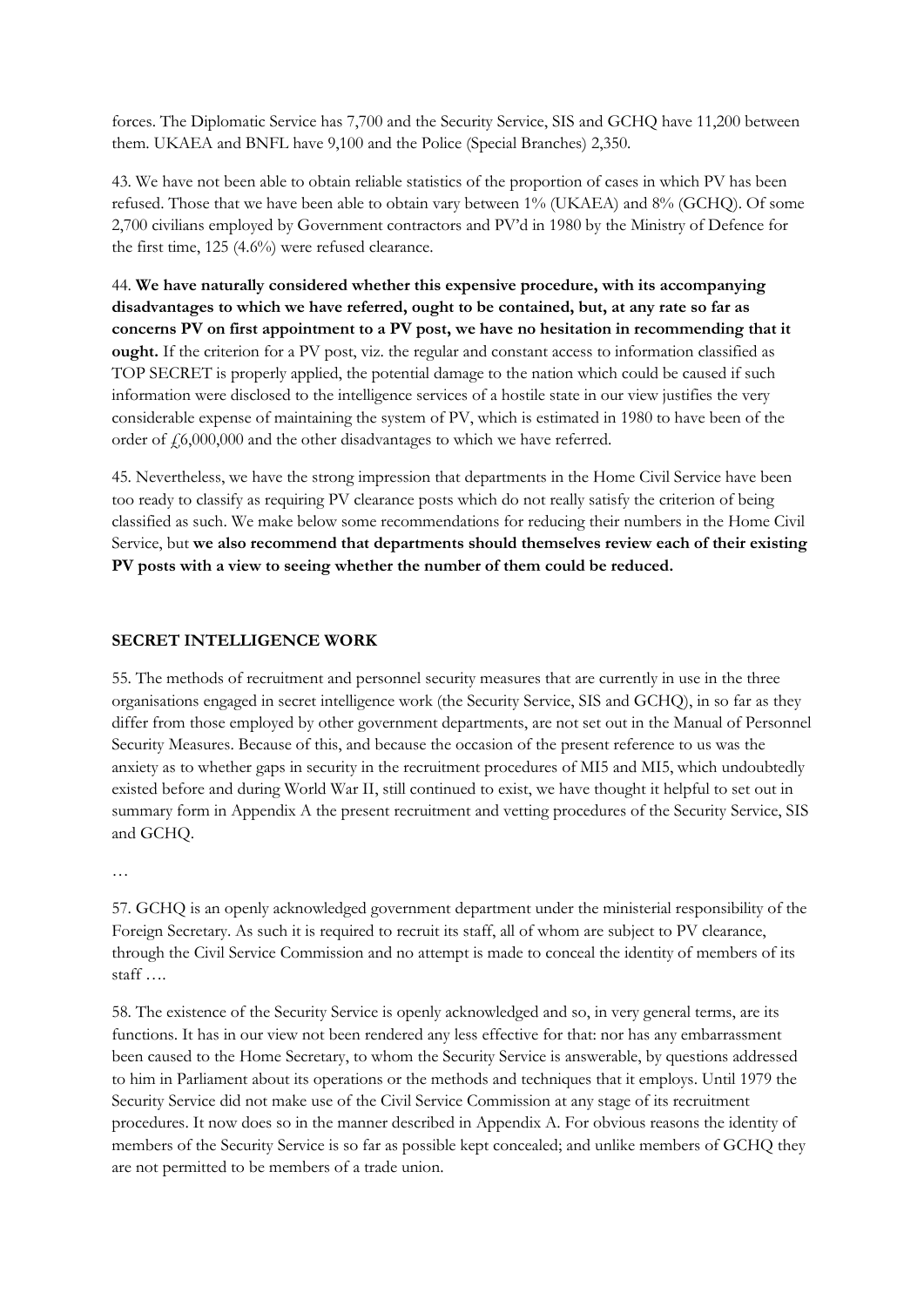forces. The Diplomatic Service has 7,700 and the Security Service, SIS and GCHQ have 11,200 between them. UKAEA and BNFL have 9,100 and the Police (Special Branches) 2,350.

43. We have not been able to obtain reliable statistics of the proportion of cases in which PV has been refused. Those that we have been able to obtain vary between 1% (UKAEA) and 8% (GCHQ). Of some 2,700 civilians employed by Government contractors and PV'd in 1980 by the Ministry of Defence for the first time, 125 (4.6%) were refused clearance.

44. **We have naturally considered whether this expensive procedure, with its accompanying disadvantages to which we have referred, ought to be contained, but, at any rate so far as concerns PV on first appointment to a PV post, we have no hesitation in recommending that it ought.** If the criterion for a PV post, viz. the regular and constant access to information classified as TOP SECRET is properly applied, the potential damage to the nation which could be caused if such information were disclosed to the intelligence services of a hostile state in our view justifies the very considerable expense of maintaining the system of PV, which is estimated in 1980 to have been of the order of £6,000,000 and the other disadvantages to which we have referred.

45. Nevertheless, we have the strong impression that departments in the Home Civil Service have been too ready to classify as requiring PV clearance posts which do not really satisfy the criterion of being classified as such. We make below some recommendations for reducing their numbers in the Home Civil Service, but **we also recommend that departments should themselves review each of their existing PV posts with a view to seeing whether the number of them could be reduced.**

## SECRET INTELLIGENCE WORK

55. The methods of recruitment and personnel security measures that are currently in use in the three organisations engaged in secret intelligence work (the Security Service, SIS and GCHQ), in so far as they differ from those employed by other government departments, are not set out in the Manual of Personnel Security Measures. Because of this, and because the occasion of the present reference to us was the anxiety as to whether gaps in security in the recruitment procedures of MI5 and MI5, which undoubtedly existed before and during World War II, still continued to exist, we have thought it helpful to set out in summary form in Appendix A the present recruitment and vetting procedures of the Security Service, SIS and GCHQ.

…

57. GCHQ is an openly acknowledged government department under the ministerial responsibility of the Foreign Secretary. As such it is required to recruit its staff, all of whom are subject to PV clearance, through the Civil Service Commission and no attempt is made to conceal the identity of members of its staff ….

58. The existence of the Security Service is openly acknowledged and so, in very general terms, are its functions. It has in our view not been rendered any less effective for that: nor has any embarrassment been caused to the Home Secretary, to whom the Security Service is answerable, by questions addressed to him in Parliament about its operations or the methods and techniques that it employs. Until 1979 the Security Service did not make use of the Civil Service Commission at any stage of its recruitment procedures. It now does so in the manner described in Appendix A. For obvious reasons the identity of members of the Security Service is so far as possible kept concealed; and unlike members of GCHQ they are not permitted to be members of a trade union.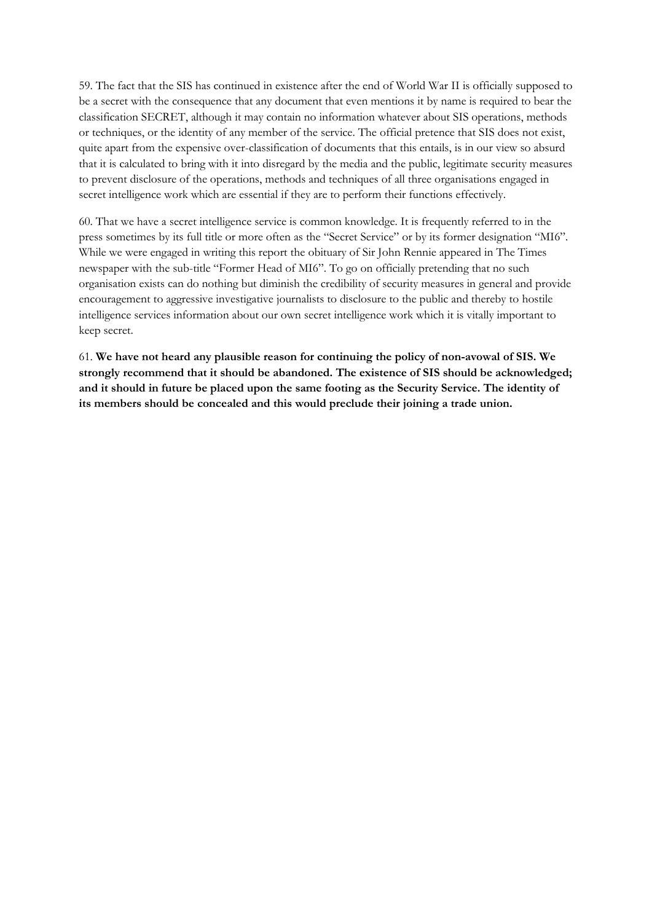59. The fact that the SIS has continued in existence after the end of World War II is officially supposed to be a secret with the consequence that any document that even mentions it by name is required to bear the classification SECRET, although it may contain no information whatever about SIS operations, methods or techniques, or the identity of any member of the service. The official pretence that SIS does not exist, quite apart from the expensive over-classification of documents that this entails, is in our view so absurd that it is calculated to bring with it into disregard by the media and the public, legitimate security measures to prevent disclosure of the operations, methods and techniques of all three organisations engaged in secret intelligence work which are essential if they are to perform their functions effectively.

60. That we have a secret intelligence service is common knowledge. It is frequently referred to in the press sometimes by its full title or more often as the "Secret Service" or by its former designation "MI6". While we were engaged in writing this report the obituary of Sir John Rennie appeared in The Times newspaper with the sub-title "Former Head of MI6". To go on officially pretending that no such organisation exists can do nothing but diminish the credibility of security measures in general and provide encouragement to aggressive investigative journalists to disclosure to the public and thereby to hostile intelligence services information about our own secret intelligence work which it is vitally important to keep secret.

61. **We have not heard any plausible reason for continuing the policy of non-avowal of SIS. We strongly recommend that it should be abandoned. The existence of SIS should be acknowledged; and it should in future be placed upon the same footing as the Security Service. The identity of its members should be concealed and this would preclude their joining a trade union.**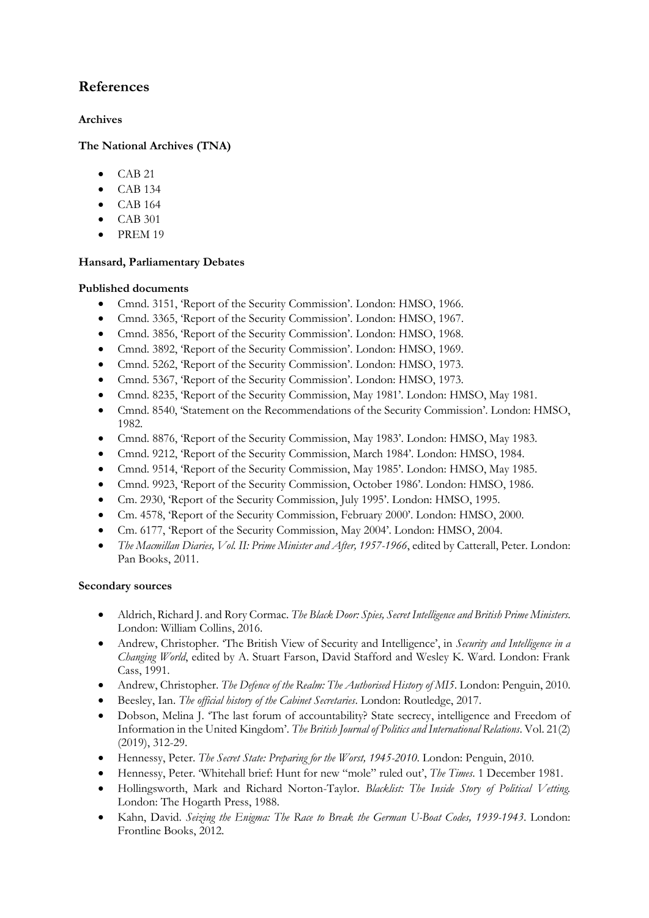## References

### Archives

### The National Archives (TNA)

- CAB 21
- CAB 134
- CAB 164
- CAB 301
- PREM 19

### Hansard, Parliamentary Debates

### Published documents

- Cmnd. 3151, 'Report of the Security Commission'. London: HMSO, 1966.
- Cmnd. 3365, 'Report of the Security Commission'. London: HMSO, 1967.
- Cmnd. 3856, 'Report of the Security Commission'. London: HMSO, 1968.
- Cmnd. 3892, 'Report of the Security Commission'. London: HMSO, 1969.
- Cmnd. 5262, 'Report of the Security Commission'. London: HMSO, 1973.
- Cmnd. 5367, 'Report of the Security Commission'. London: HMSO, 1973.
- Cmnd. 8235, 'Report of the Security Commission, May 1981'. London: HMSO, May 1981.
- Cmnd. 8540, 'Statement on the Recommendations of the Security Commission'. London: HMSO, 1982.
- Cmnd. 8876, 'Report of the Security Commission, May 1983'. London: HMSO, May 1983.
- Cmnd. 9212, 'Report of the Security Commission, March 1984'. London: HMSO, 1984.
- Cmnd. 9514, 'Report of the Security Commission, May 1985'. London: HMSO, May 1985.
- Cmnd. 9923, 'Report of the Security Commission, October 1986'. London: HMSO, 1986.
- Cm. 2930, 'Report of the Security Commission, July 1995'. London: HMSO, 1995.
- Cm. 4578, 'Report of the Security Commission, February 2000'. London: HMSO, 2000.
- Cm. 6177, 'Report of the Security Commission, May 2004'. London: HMSO, 2004.
- *The Macmillan Diaries, Vol. II: Prime Minister and After, 1957-1966*, edited by Catterall, Peter. London: Pan Books, 2011.

### Secondary sources

- Aldrich, Richard J. and Rory Cormac. *The Black Door: Spies, Secret Intelligence and British Prime Ministers.* London: William Collins, 2016.
- Andrew, Christopher. 'The British View of Security and Intelligence', in *Security and Intelligence in a Changing World*, edited by A. Stuart Farson, David Stafford and Wesley K. Ward. London: Frank Cass, 1991.
- Andrew, Christopher. *The Defence of the Realm: The Authorised History of MI5*. London: Penguin, 2010.
- Beesley, Ian. *The official history of the Cabinet Secretaries*. London: Routledge, 2017.
- Dobson, Melina J. 'The last forum of accountability? State secrecy, intelligence and Freedom of Information in the United Kingdom'. *The British Journal of Politics and International Relations*. Vol. 21(2) (2019), 312-29.
- Hennessy, Peter. *The Secret State: Preparing for the Worst, 1945-2010*. London: Penguin, 2010.
- Hennessy, Peter. 'Whitehall brief: Hunt for new "mole" ruled out', *The Times*. 1 December 1981.
- Hollingsworth, Mark and Richard Norton-Taylor. *Blacklist: The Inside Story of Political Vetting.* London: The Hogarth Press, 1988.
- Kahn, David. *Seizing the Enigma: The Race to Break the German U-Boat Codes, 1939-1943*. London: Frontline Books, 2012.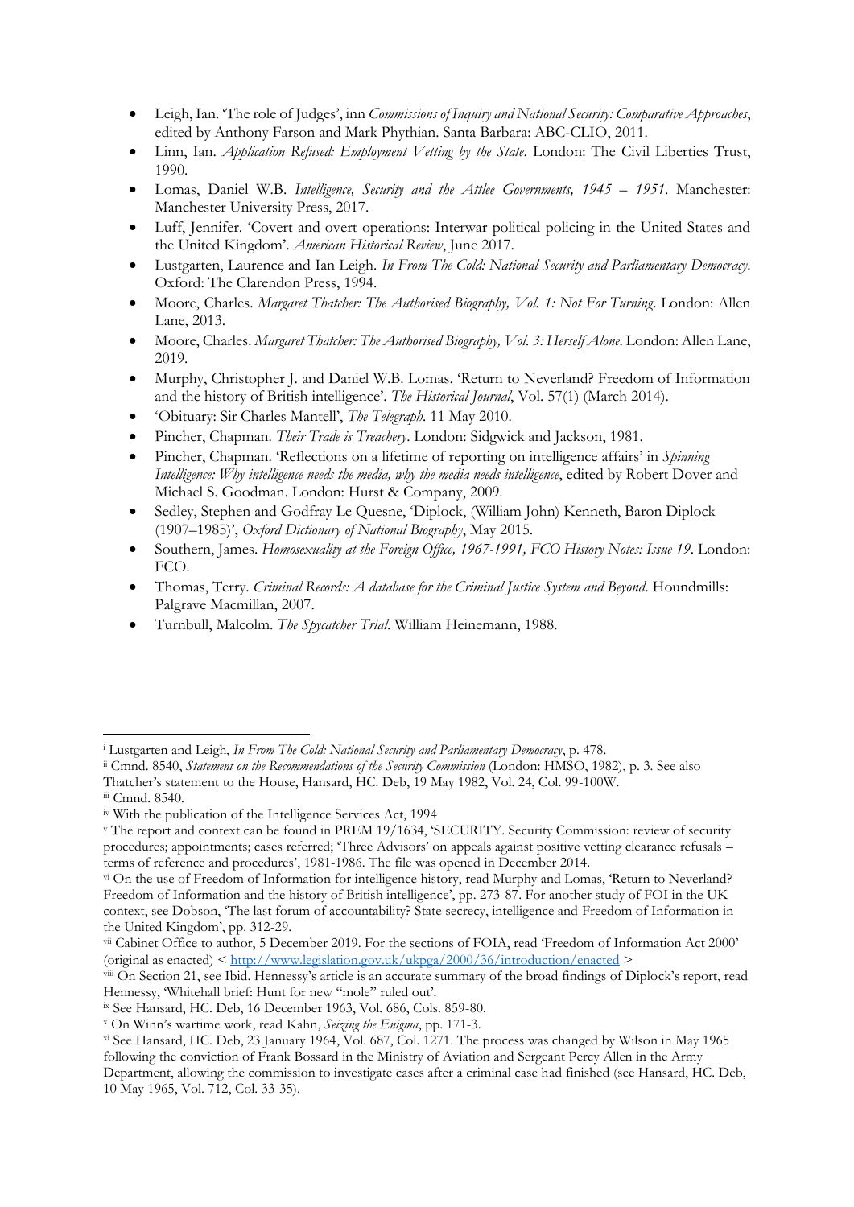- Leigh, Ian. 'The role of Judges', inn *Commissions of Inquiry and National Security: Comparative Approaches*, edited by Anthony Farson and Mark Phythian. Santa Barbara: ABC-CLIO, 2011.
- Linn, Ian. *Application Refused: Employment Vetting by the State*. London: The Civil Liberties Trust, 1990.
- Lomas, Daniel W.B. *Intelligence, Security and the Attlee Governments, 1945 – 1951*. Manchester: Manchester University Press, 2017.
- Luff, Jennifer. 'Covert and overt operations: Interwar political policing in the United States and the United Kingdom'. *American Historical Review*, June 2017.
- Lustgarten, Laurence and Ian Leigh. *In From The Cold: National Security and Parliamentary Democracy*. Oxford: The Clarendon Press, 1994.
- Moore, Charles. *Margaret Thatcher: The Authorised Biography, Vol. 1: Not For Turning*. London: Allen Lane, 2013.
- Moore, Charles. *Margaret Thatcher: The Authorised Biography, Vol. 3: Herself Alone*. London: Allen Lane, 2019.
- Murphy, Christopher J. and Daniel W.B. Lomas. 'Return to Neverland? Freedom of Information and the history of British intelligence'. *The Historical Journal*, Vol. 57(1) (March 2014).
- 'Obituary: Sir Charles Mantell', *The Telegraph*. 11 May 2010.
- Pincher, Chapman. *Their Trade is Treachery*. London: Sidgwick and Jackson, 1981.
- Pincher, Chapman. 'Reflections on a lifetime of reporting on intelligence affairs' in *Spinning Intelligence: Why intelligence needs the media, why the media needs intelligence*, edited by Robert Dover and Michael S. Goodman. London: Hurst & Company, 2009.
- Sedley, Stephen and Godfray Le Quesne, 'Diplock, (William John) Kenneth, Baron Diplock (1907–1985)', *Oxford Dictionary of National Biography*, May 2015.
- Southern, James. *Homosexuality at the Foreign Office, 1967-1991, FCO History Notes: Issue 19*. London: FCO.
- Thomas, Terry. *Criminal Records: A database for the Criminal Justice System and Beyond*. Houndmills: Palgrave Macmillan, 2007.
- Turnbull, Malcolm. *The Spycatcher Trial*. William Heinemann, 1988.

---

[i] Lustgarten and Leigh, *In From The Cold: National Security and Parliamentary Democracy*, p. 478.

[ii] Cmnd. 8540, *Statement on the Recommendations of the Security Commission* (London: HMSO, 1982), p. 3. See also Thatcher's statement to the House, Hansard, HC. Deb, 19 May 1982, Vol. 24, Col. 99-100W.

[iii] Cmnd. 8540.

[iv] With the publication of the Intelligence Services Act, 1994

[v] The report and context can be found in PREM 19/1634, 'SECURITY. Security Commission: review of security procedures; appointments; cases referred; 'Three Advisors' on appeals against positive vetting clearance refusals – terms of reference and procedures', 1981-1986. The file was opened in December 2014.

[vi] On the use of Freedom of Information for intelligence history, read Murphy and Lomas, 'Return to Neverland? Freedom of Information and the history of British intelligence', pp. 273-87. For another study of FOI in the UK context, see Dobson, 'The last forum of accountability? State secrecy, intelligence and Freedom of Information in the United Kingdom', pp. 312-29.

[vii] Cabinet Office to author, 5 December 2019. For the sections of FOIA, read 'Freedom of Information Act 2000' (original as enacted) < http://www.legislation.gov.uk/ukpga/2000/36/introduction/enacted >

[viii] On Section 21, see Ibid. Hennessy's article is an accurate summary of the broad findings of Diplock's report, read Hennessy, 'Whitehall brief: Hunt for new "mole" ruled out'.

[ix] See Hansard, HC. Deb, 16 December 1963, Vol. 686, Cols. 859-80.

[x] On Winn's wartime work, read Kahn, *Seizing the Enigma*, pp. 171-3.

[xi] See Hansard, HC. Deb, 23 January 1964, Vol. 687, Col. 1271. The process was changed by Wilson in May 1965 following the conviction of Frank Bossard in the Ministry of Aviation and Sergeant Percy Allen in the Army Department, allowing the commission to investigate cases after a criminal case had finished (see Hansard, HC. Deb, 10 May 1965, Vol. 712, Col. 33-35).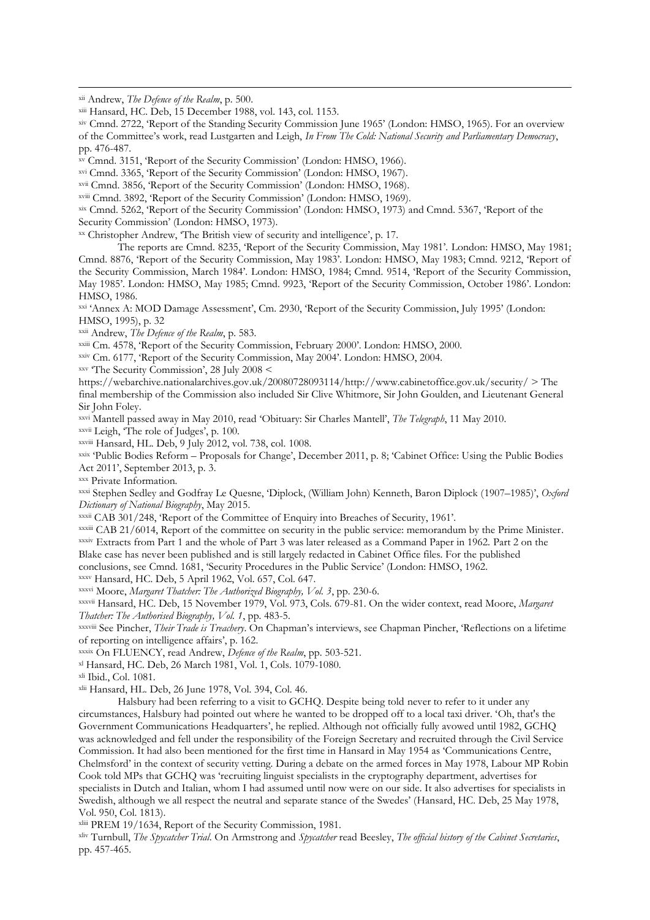[xii] Andrew, *The Defence of the Realm*, p. 500.

[xiii] Hansard, HC. Deb, 15 December 1988, vol. 143, col. 1153.

[xiv] Cmnd. 2722, 'Report of the Standing Security Commission June 1965' (London: HMSO, 1965). For an overview of the Committee's work, read Lustgarten and Leigh, *In From The Cold: National Security and Parliamentary Democracy*, pp. 476-487.

[xv] Cmnd. 3151, 'Report of the Security Commission' (London: HMSO, 1966).

[xvi] Cmnd. 3365, 'Report of the Security Commission' (London: HMSO, 1967).

[xvii] Cmnd. 3856, 'Report of the Security Commission' (London: HMSO, 1968).

[xviii] Cmnd. 3892, 'Report of the Security Commission' (London: HMSO, 1969).

[xix] Cmnd. 5262, 'Report of the Security Commission' (London: HMSO, 1973) and Cmnd. 5367, 'Report of the Security Commission' (London: HMSO, 1973).

[xx] Christopher Andrew, 'The British view of security and intelligence', p. 17.

The reports are Cmnd. 8235, 'Report of the Security Commission, May 1981'. London: HMSO, May 1981; Cmnd. 8876, 'Report of the Security Commission, May 1983'. London: HMSO, May 1983; Cmnd. 9212, 'Report of the Security Commission, March 1984'. London: HMSO, 1984; Cmnd. 9514, 'Report of the Security Commission, May 1985'. London: HMSO, May 1985; Cmnd. 9923, 'Report of the Security Commission, October 1986'. London: HMSO, 1986.

[xxi] 'Annex A: MOD Damage Assessment', Cm. 2930, 'Report of the Security Commission, July 1995' (London: HMSO, 1995), p. 32

[xxii] Andrew, *The Defence of the Realm*, p. 583.

[xxiii] Cm. 4578, 'Report of the Security Commission, February 2000'. London: HMSO, 2000.

[xxiv] Cm. 6177, 'Report of the Security Commission, May 2004'. London: HMSO, 2004.

[xxv] 'The Security Commission', 28 July 2008 < https://webarchive.nationalarchives.gov.uk/20080728093114/http://www.cabinetoffice.gov.uk/security/ > The final membership of the Commission also included Sir Clive Whitmore, Sir John Goulden, and Lieutenant General Sir John Foley.

[xxvi] Mantell passed away in May 2010, read 'Obituary: Sir Charles Mantell', *The Telegraph*, 11 May 2010.

[xxvii] Leigh, 'The role of Judges', p. 100.

[xxviii] Hansard, HL. Deb, 9 July 2012, vol. 738, col. 1008.

[xxix] 'Public Bodies Reform – Proposals for Change', December 2011, p. 8; 'Cabinet Office: Using the Public Bodies Act 2011', September 2013, p. 3.

[xxx] Private Information.

[xxxi] Stephen Sedley and Godfray Le Quesne, 'Diplock, (William John) Kenneth, Baron Diplock (1907–1985)', *Oxford Dictionary of National Biography*, May 2015.

[xxxii] CAB 301/248, 'Report of the Committee of Enquiry into Breaches of Security, 1961'.

[xxxiii] CAB 21/6014, Report of the committee on security in the public service: memorandum by the Prime Minister.

[xxxiv] Extracts from Part 1 and the whole of Part 3 was later released as a Command Paper in 1962. Part 2 on the Blake case has never been published and is still largely redacted in Cabinet Office files. For the published conclusions, see Cmnd. 1681, 'Security Procedures in the Public Service' (London: HMSO, 1962.

[xxxv] Hansard, HC. Deb, 5 April 1962, Vol. 657, Col. 647.

[xxxvi] Moore, *Margaret Thatcher: The Authorized Biography, Vol. 3*, pp. 230-6.

[xxxvii] Hansard, HC. Deb, 15 November 1979, Vol. 973, Cols. 679-81. On the wider context, read Moore, *Margaret Thatcher: The Authorised Biography, Vol. 1*, pp. 483-5.

[xxxviii] See Pincher, *Their Trade is Treachery*. On Chapman's interviews, see Chapman Pincher, 'Reflections on a lifetime of reporting on intelligence affairs', p. 162.

[xxxix] On FLUENCY, read Andrew, *Defence of the Realm*, pp. 503-521.

[xl] Hansard, HC. Deb, 26 March 1981, Vol. 1, Cols. 1079-1080.

[xli] Ibid., Col. 1081.

[xlii] Hansard, HL. Deb, 26 June 1978, Vol. 394, Col. 46.

Halsbury had been referring to a visit to GCHQ. Despite being told never to refer to it under any circumstances, Halsbury had pointed out where he wanted to be dropped off to a local taxi driver. 'Oh, that's the Government Communications Headquarters', he replied. Although not officially fully avowed until 1982, GCHQ was acknowledged and fell under the responsibility of the Foreign Secretary and recruited through the Civil Service Commission. It had also been mentioned for the first time in Hansard in May 1954 as 'Communications Centre, Chelmsford' in the context of security vetting. During a debate on the armed forces in May 1978, Labour MP Robin Cook told MPs that GCHQ was 'recruiting linguist specialists in the cryptography department, advertises for specialists in Dutch and Italian, whom I had assumed until now were on our side. It also advertises for specialists in Swedish, although we all respect the neutral and separate stance of the Swedes' (Hansard, HC. Deb, 25 May 1978, Vol. 950, Col. 1813).

[xliii] PREM 19/1634, Report of the Security Commission, 1981.

[xliv] Turnbull, *The Spycatcher Trial*. On Armstrong and *Spycatcher* read Beesley, *The official history of the Cabinet Secretaries*, pp. 457-465.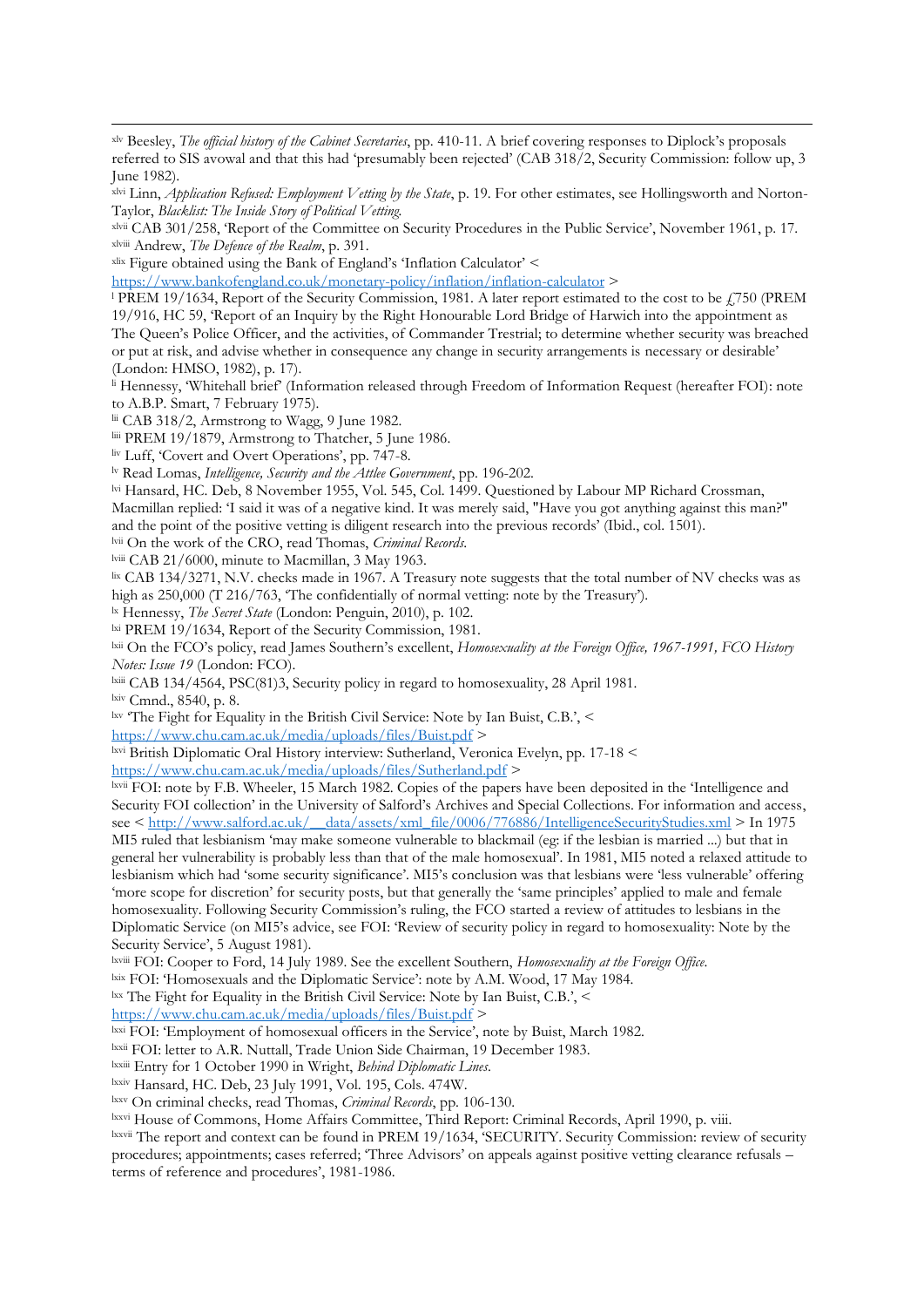[xlv] Beesley, *The official history of the Cabinet Secretaries*, pp. 410-11. A brief covering responses to Diplock's proposals referred to SIS avowal and that this had 'presumably been rejected' (CAB 318/2, Security Commission: follow up, 3 June 1982).

[xlvi] Linn, *Application Refused: Employment Vetting by the State*, p. 19. For other estimates, see Hollingsworth and Norton-Taylor, *Blacklist: The Inside Story of Political Vetting*.

[xlvii] CAB 301/258, 'Report of the Committee on Security Procedures in the Public Service', November 1961, p. 17.

[xlviii] Andrew, *The Defence of the Realm*, p. 391.

[xlix] Figure obtained using the Bank of England's 'Inflation Calculator' < https://www.bankofengland.co.uk/monetary-policy/inflation/inflation-calculator >

[l] PREM 19/1634, Report of the Security Commission, 1981. A later report estimated to the cost to be £750 (PREM 19/916, HC 59, 'Report of an Inquiry by the Right Honourable Lord Bridge of Harwich into the appointment as The Queen's Police Officer, and the activities, of Commander Trestrial; to determine whether security was breached or put at risk, and advise whether in consequence any change in security arrangements is necessary or desirable' (London: HMSO, 1982), p. 17).

[li] Hennessy, 'Whitehall brief' (Information released through Freedom of Information Request (hereafter FOI): note to A.B.P. Smart, 7 February 1975).

[lii] CAB 318/2, Armstrong to Wagg, 9 June 1982.

[liii] PREM 19/1879, Armstrong to Thatcher, 5 June 1986.

[liv] Luff, 'Covert and Overt Operations', pp. 747-8.

[lv] Read Lomas, *Intelligence, Security and the Attlee Government*, pp. 196-202.

[lvi] Hansard, HC. Deb, 8 November 1955, Vol. 545, Col. 1499. Questioned by Labour MP Richard Crossman, Macmillan replied: 'I said it was of a negative kind. It was merely said, "Have you got anything against this man?" and the point of the positive vetting is diligent research into the previous records' (Ibid., col. 1501).

[lvii] On the work of the CRO, read Thomas, *Criminal Records*.

[lviii] CAB 21/6000, minute to Macmillan, 3 May 1963.

[lix] CAB 134/3271, N.V. checks made in 1967. A Treasury note suggests that the total number of NV checks was as high as 250,000 (T 216/763, 'The confidentially of normal vetting: note by the Treasury').

[lx] Hennessy, *The Secret State* (London: Penguin, 2010), p. 102.

[lxi] PREM 19/1634, Report of the Security Commission, 1981.

[lxii] On the FCO's policy, read James Southern's excellent, *Homosexuality at the Foreign Office, 1967-1991, FCO History Notes: Issue 19* (London: FCO).

[lxiii] CAB 134/4564, PSC(81)3, Security policy in regard to homosexuality, 28 April 1981.

[lxiv] Cmnd., 8540, p. 8.

[lxv] 'The Fight for Equality in the British Civil Service: Note by Ian Buist, C.B.', < https://www.chu.cam.ac.uk/media/uploads/files/Buist.pdf >

[lxvi] British Diplomatic Oral History interview: Sutherland, Veronica Evelyn, pp. 17-18 < https://www.chu.cam.ac.uk/media/uploads/files/Sutherland.pdf >

[lxvii] FOI: note by F.B. Wheeler, 15 March 1982. Copies of the papers have been deposited in the 'Intelligence and Security FOI collection' in the University of Salford's Archives and Special Collections. For information and access, see < http://www.salford.ac.uk/__data/assets/xml_file/0006/776886/IntelligenceSecurityStudies.xml > In 1975 MI5 ruled that lesbianism 'may make someone vulnerable to blackmail (eg: if the lesbian is married ...) but that in general her vulnerability is probably less than that of the male homosexual'. In 1981, MI5 noted a relaxed attitude to lesbianism which had 'some security significance'. MI5's conclusion was that lesbians were 'less vulnerable' offering 'more scope for discretion' for security posts, but that generally the 'same principles' applied to male and female homosexuality. Following Security Commission's ruling, the FCO started a review of attitudes to lesbians in the Diplomatic Service (on MI5's advice, see FOI: 'Review of security policy in regard to homosexuality: Note by the Security Service', 5 August 1981).

[lxviii] FOI: Cooper to Ford, 14 July 1989. See the excellent Southern, *Homosexuality at the Foreign Office*.

[lxix] FOI: 'Homosexuals and the Diplomatic Service': note by A.M. Wood, 17 May 1984.

[lxx] The Fight for Equality in the British Civil Service: Note by Ian Buist, C.B.', < https://www.chu.cam.ac.uk/media/uploads/files/Buist.pdf >

[lxxi] FOI: 'Employment of homosexual officers in the Service', note by Buist, March 1982.

[lxxii] FOI: letter to A.R. Nuttall, Trade Union Side Chairman, 19 December 1983.

[lxxiii] Entry for 1 October 1990 in Wright, *Behind Diplomatic Lines*.

[lxxiv] Hansard, HC. Deb, 23 July 1991, Vol. 195, Cols. 474W.

[lxxv] On criminal checks, read Thomas, *Criminal Records*, pp. 106-130.

[lxxvi] House of Commons, Home Affairs Committee, Third Report: Criminal Records, April 1990, p. viii.

[lxxvii] The report and context can be found in PREM 19/1634, 'SECURITY. Security Commission: review of security procedures; appointments; cases referred; 'Three Advisors' on appeals against positive vetting clearance refusals – terms of reference and procedures', 1981-1986.